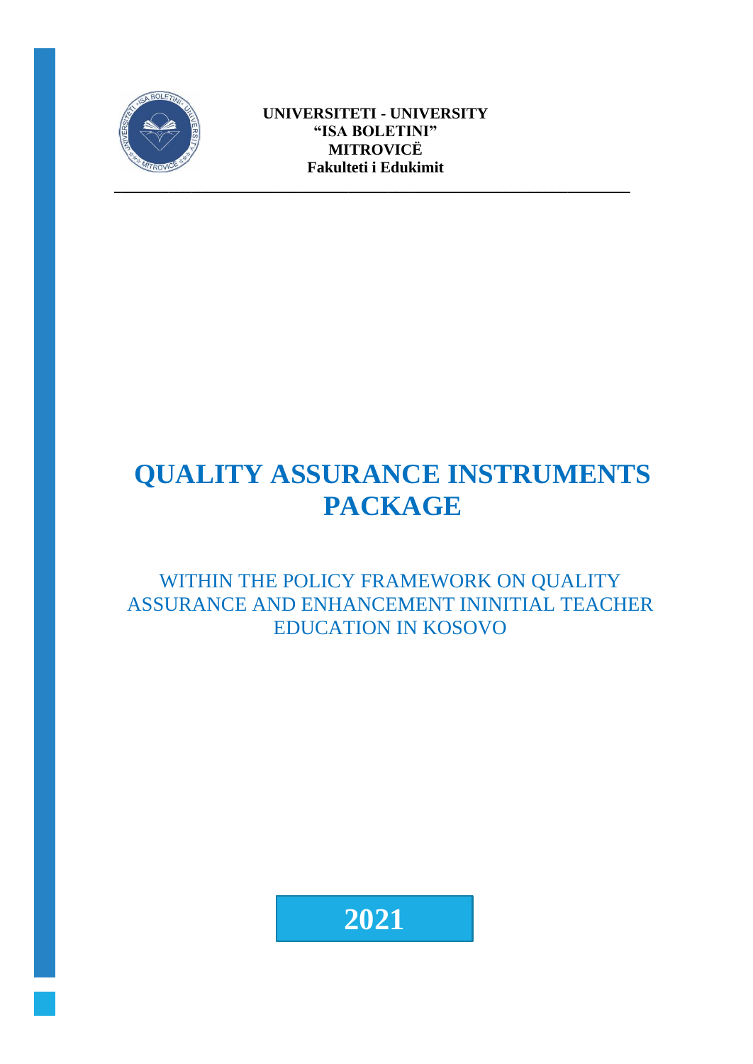**UNIVERSITETI - UNIVERSITY**
**"ISA BOLETINI"**
**MITROVICË**
**Fakulteti i Edukimit**

---

# QUALITY ASSURANCE INSTRUMENTS PACKAGE

WITHIN THE POLICY FRAMEWORK ON QUALITY ASSURANCE AND ENHANCEMENT ININITIAL TEACHER EDUCATION IN KOSOVO

**2021**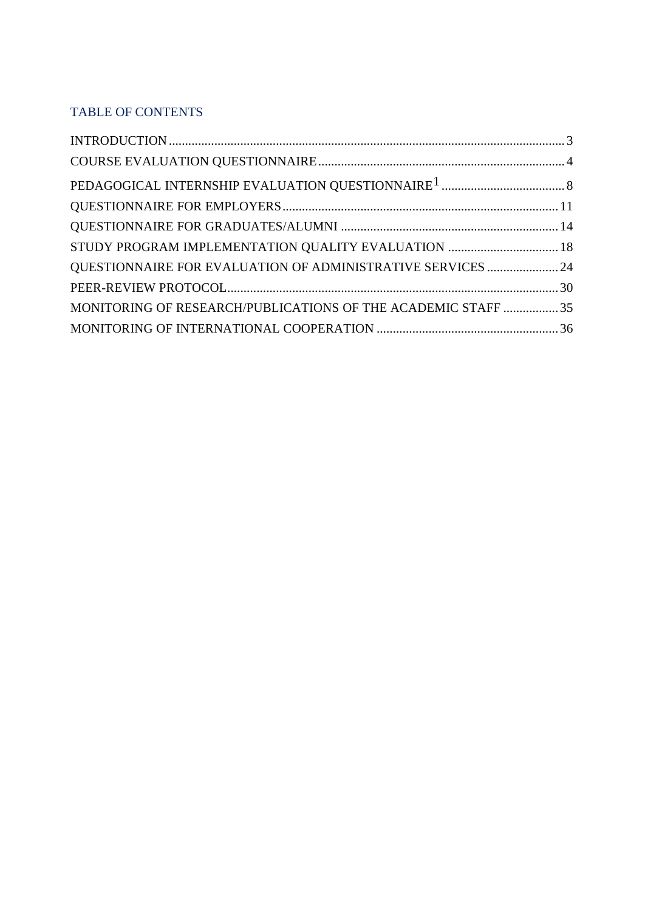## TABLE OF CONTENTS

INTRODUCTION ........................................................................................................................ 3

COURSE EVALUATION QUESTIONNAIRE ............................................................................ 4

PEDAGOGICAL INTERNSHIP EVALUATION QUESTIONNAIRE[1] ........................................ 8

QUESTIONNAIRE FOR EMPLOYERS ..................................................................................... 11

QUESTIONNAIRE FOR GRADUATES/ALUMNI .................................................................... 14

STUDY PROGRAM IMPLEMENTATION QUALITY EVALUATION .................................... 18

QUESTIONNAIRE FOR EVALUATION OF ADMINISTRATIVE SERVICES ........................ 24

PEER-REVIEW PROTOCOL ..................................................................................................... 30

MONITORING OF RESEARCH/PUBLICATIONS OF THE ACADEMIC STAFF .................. 35

MONITORING OF INTERNATIONAL COOPERATION ......................................................... 36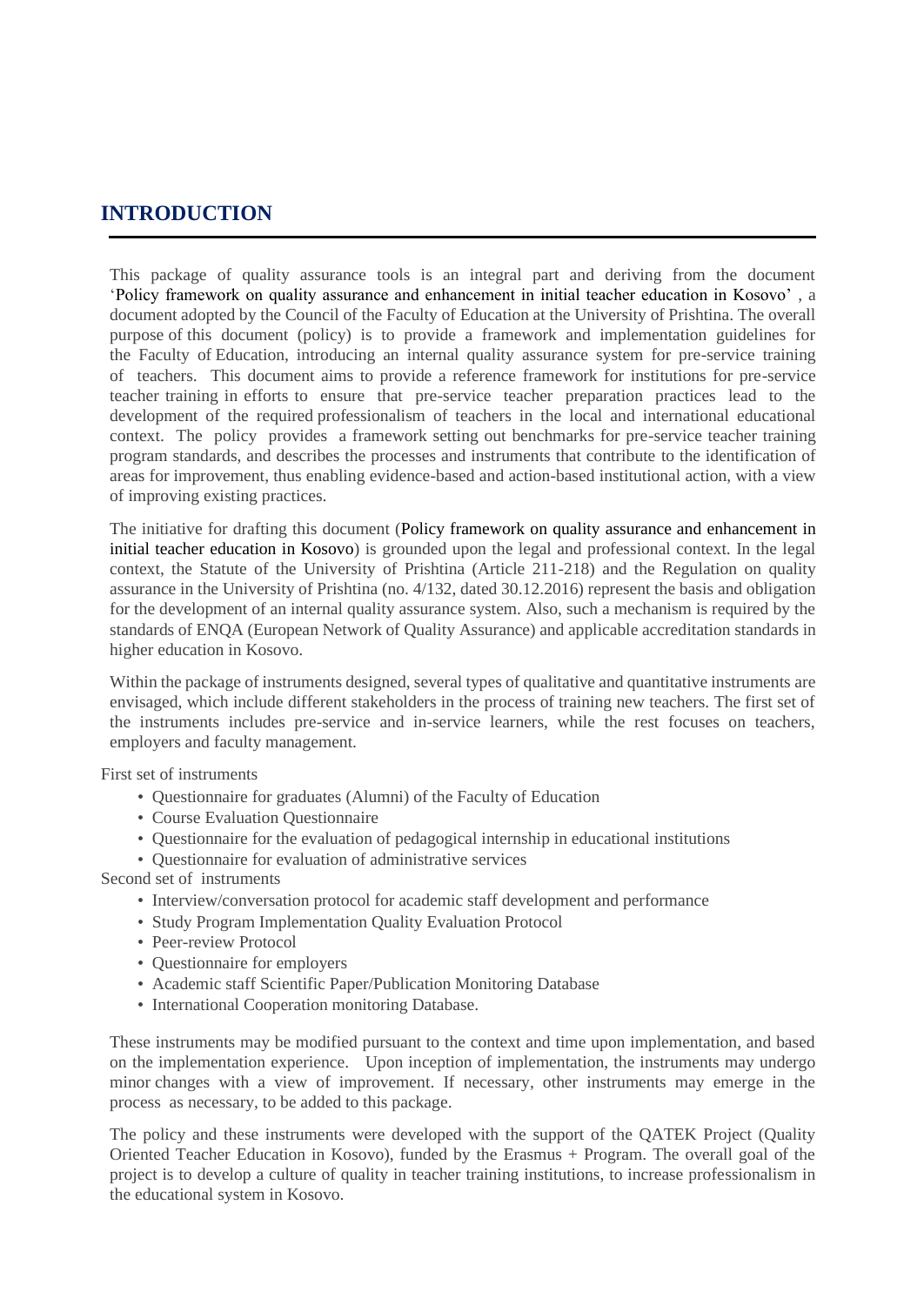# INTRODUCTION

This package of quality assurance tools is an integral part and deriving from the document 'Policy framework on quality assurance and enhancement in initial teacher education in Kosovo' , a document adopted by the Council of the Faculty of Education at the University of Prishtina. The overall purpose of this document (policy) is to provide a framework and implementation guidelines for the Faculty of Education, introducing an internal quality assurance system for pre-service training of teachers. This document aims to provide a reference framework for institutions for pre-service teacher training in efforts to ensure that pre-service teacher preparation practices lead to the development of the required professionalism of teachers in the local and international educational context. The policy provides a framework setting out benchmarks for pre-service teacher training program standards, and describes the processes and instruments that contribute to the identification of areas for improvement, thus enabling evidence-based and action-based institutional action, with a view of improving existing practices.

The initiative for drafting this document (Policy framework on quality assurance and enhancement in initial teacher education in Kosovo) is grounded upon the legal and professional context. In the legal context, the Statute of the University of Prishtina (Article 211-218) and the Regulation on quality assurance in the University of Prishtina (no. 4/132, dated 30.12.2016) represent the basis and obligation for the development of an internal quality assurance system. Also, such a mechanism is required by the standards of ENQA (European Network of Quality Assurance) and applicable accreditation standards in higher education in Kosovo.

Within the package of instruments designed, several types of qualitative and quantitative instruments are envisaged, which include different stakeholders in the process of training new teachers. The first set of the instruments includes pre-service and in-service learners, while the rest focuses on teachers, employers and faculty management.

First set of instruments

- Questionnaire for graduates (Alumni) of the Faculty of Education
- Course Evaluation Questionnaire
- Questionnaire for the evaluation of pedagogical internship in educational institutions
- Questionnaire for evaluation of administrative services

Second set of instruments

- Interview/conversation protocol for academic staff development and performance
- Study Program Implementation Quality Evaluation Protocol
- Peer-review Protocol
- Questionnaire for employers
- Academic staff Scientific Paper/Publication Monitoring Database
- International Cooperation monitoring Database.

These instruments may be modified pursuant to the context and time upon implementation, and based on the implementation experience. Upon inception of implementation, the instruments may undergo minor changes with a view of improvement. If necessary, other instruments may emerge in the process as necessary, to be added to this package.

The policy and these instruments were developed with the support of the QATEK Project (Quality Oriented Teacher Education in Kosovo), funded by the Erasmus + Program. The overall goal of the project is to develop a culture of quality in teacher training institutions, to increase professionalism in the educational system in Kosovo.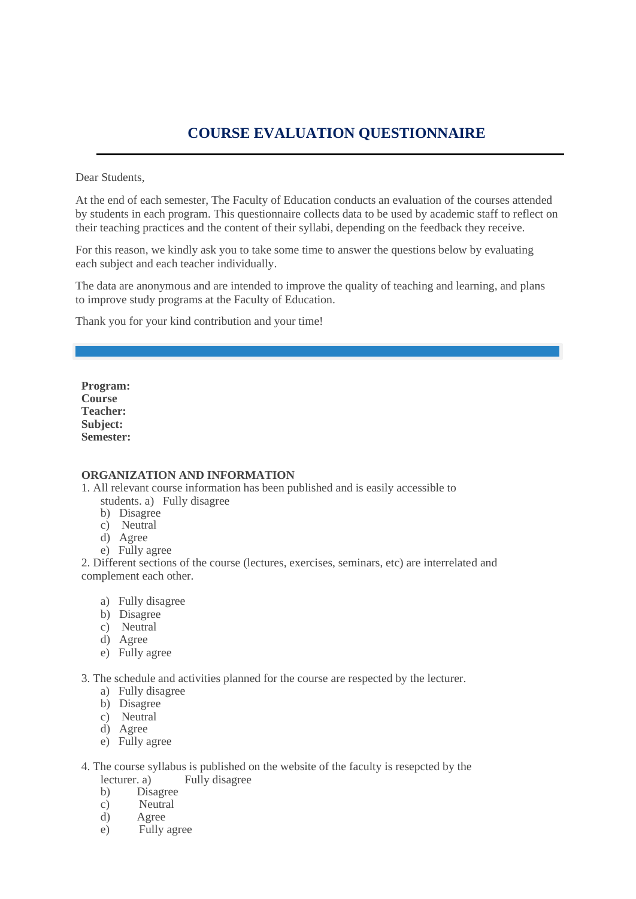# COURSE EVALUATION QUESTIONNAIRE

Dear Students,

At the end of each semester, The Faculty of Education conducts an evaluation of the courses attended by students in each program. This questionnaire collects data to be used by academic staff to reflect on their teaching practices and the content of their syllabi, depending on the feedback they receive.

For this reason, we kindly ask you to take some time to answer the questions below by evaluating each subject and each teacher individually.

The data are anonymous and are intended to improve the quality of teaching and learning, and plans to improve study programs at the Faculty of Education.

Thank you for your kind contribution and your time!

**Program:**
**Course**
**Teacher:**
**Subject:**
**Semester:**

**ORGANIZATION AND INFORMATION**

1. All relevant course information has been published and is easily accessible to students.
   a) Fully disagree
   b) Disagree
   c) Neutral
   d) Agree
   e) Fully agree

2. Different sections of the course (lectures, exercises, seminars, etc) are interrelated and complement each other.
   a) Fully disagree
   b) Disagree
   c) Neutral
   d) Agree
   e) Fully agree

3. The schedule and activities planned for the course are respected by the lecturer.
   a) Fully disagree
   b) Disagree
   c) Neutral
   d) Agree
   e) Fully agree

4. The course syllabus is published on the website of the faculty is resepcted by the lecturer.
   a) Fully disagree
   b) Disagree
   c) Neutral
   d) Agree
   e) Fully agree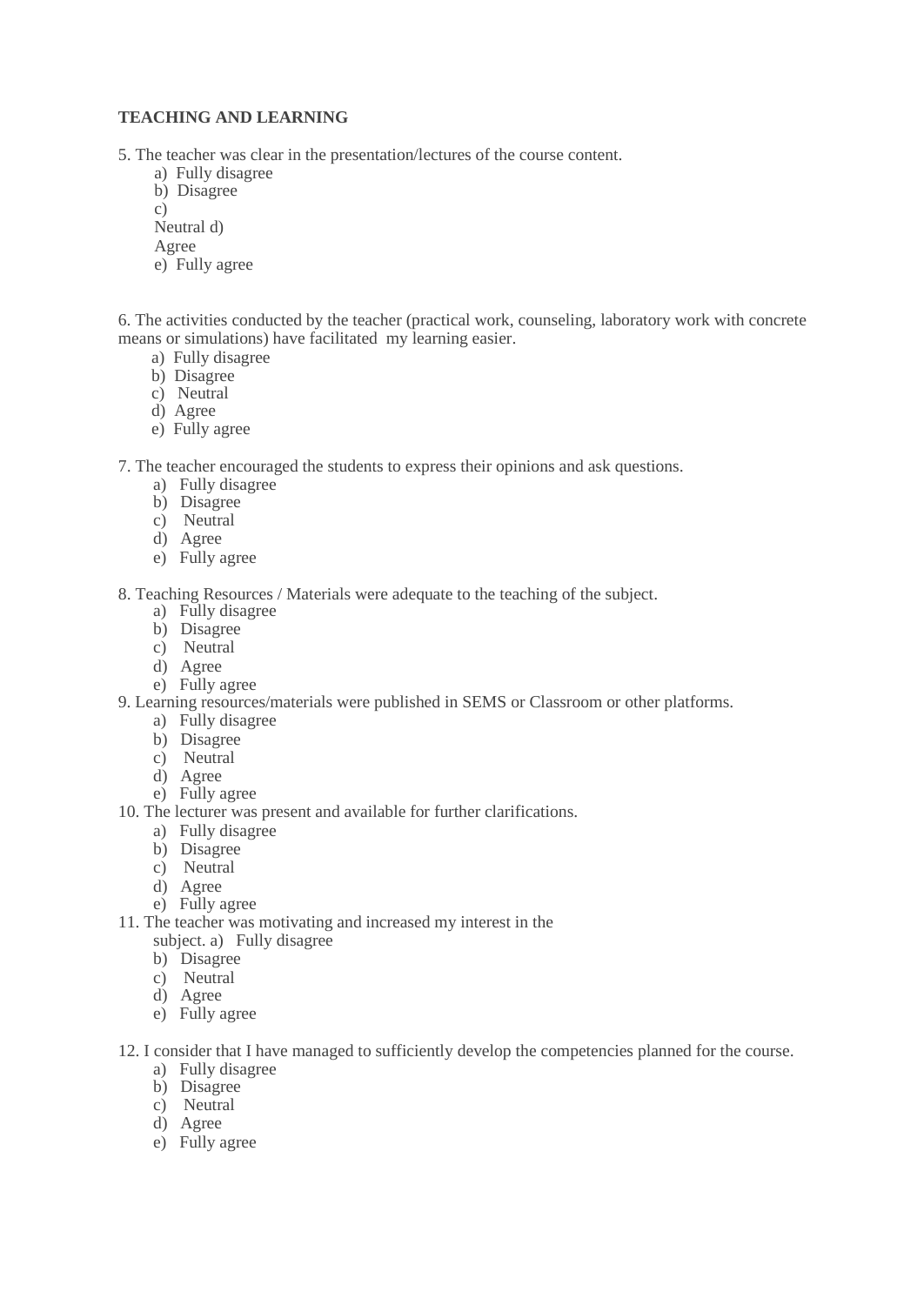**TEACHING AND LEARNING**

5. The teacher was clear in the presentation/lectures of the course content.
   a) Fully disagree
   b) Disagree
   c) Neutral
   d) Agree
   e) Fully agree

6. The activities conducted by the teacher (practical work, counseling, laboratory work with concrete means or simulations) have facilitated my learning easier.
   a) Fully disagree
   b) Disagree
   c) Neutral
   d) Agree
   e) Fully agree

7. The teacher encouraged the students to express their opinions and ask questions.
   a) Fully disagree
   b) Disagree
   c) Neutral
   d) Agree
   e) Fully agree

8. Teaching Resources / Materials were adequate to the teaching of the subject.
   a) Fully disagree
   b) Disagree
   c) Neutral
   d) Agree
   e) Fully agree

9. Learning resources/materials were published in SEMS or Classroom or other platforms.
   a) Fully disagree
   b) Disagree
   c) Neutral
   d) Agree
   e) Fully agree

10. The lecturer was present and available for further clarifications.
   a) Fully disagree
   b) Disagree
   c) Neutral
   d) Agree
   e) Fully agree

11. The teacher was motivating and increased my interest in the subject.
   a) Fully disagree
   b) Disagree
   c) Neutral
   d) Agree
   e) Fully agree

12. I consider that I have managed to sufficiently develop the competencies planned for the course.
   a) Fully disagree
   b) Disagree
   c) Neutral
   d) Agree
   e) Fully agree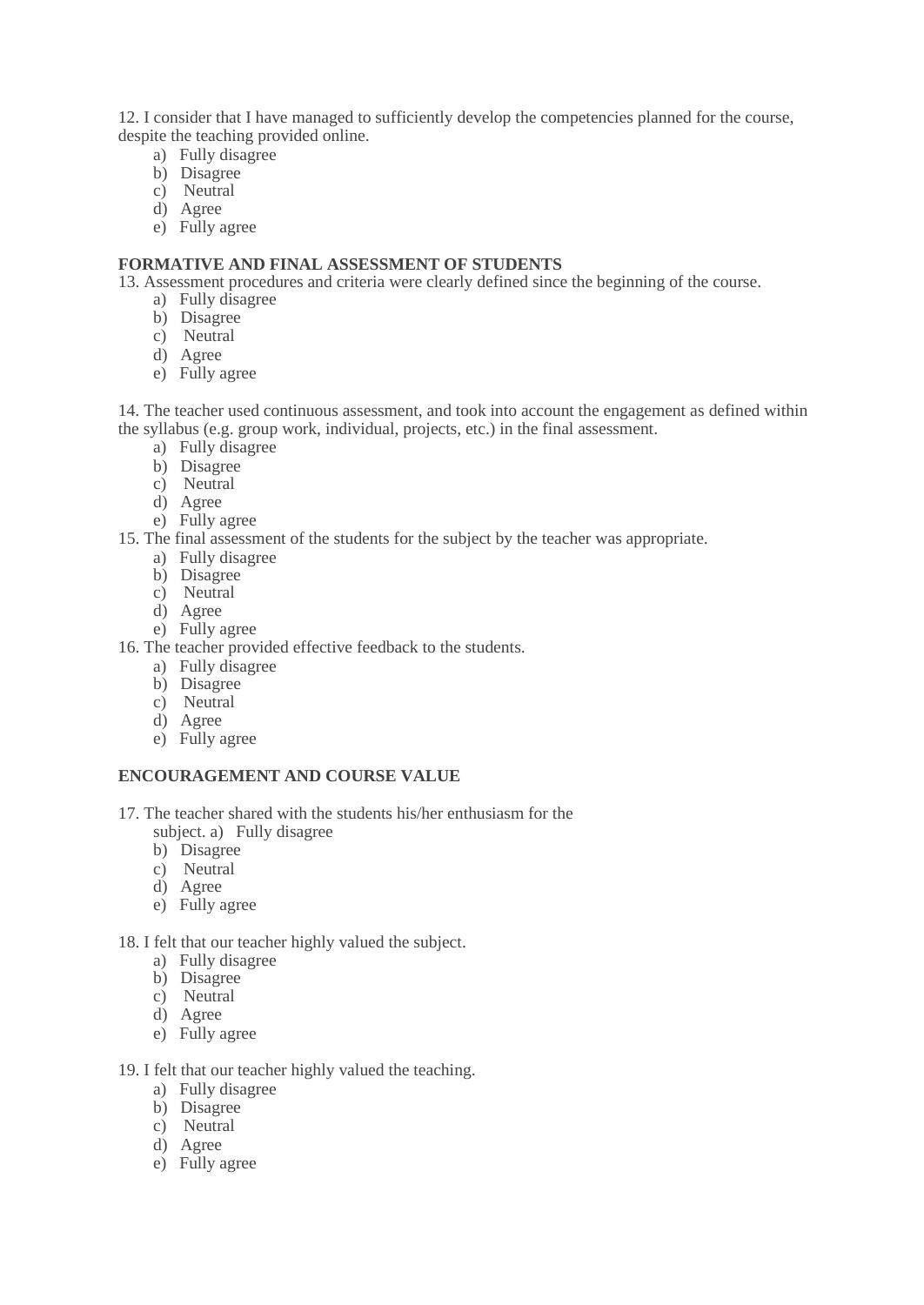12. I consider that I have managed to sufficiently develop the competencies planned for the course, despite the teaching provided online.

a) Fully disagree
b) Disagree
c) Neutral
d) Agree
e) Fully agree

**FORMATIVE AND FINAL ASSESSMENT OF STUDENTS**

13. Assessment procedures and criteria were clearly defined since the beginning of the course.

a) Fully disagree
b) Disagree
c) Neutral
d) Agree
e) Fully agree

14. The teacher used continuous assessment, and took into account the engagement as defined within the syllabus (e.g. group work, individual, projects, etc.) in the final assessment.

a) Fully disagree
b) Disagree
c) Neutral
d) Agree
e) Fully agree

15. The final assessment of the students for the subject by the teacher was appropriate.

a) Fully disagree
b) Disagree
c) Neutral
d) Agree
e) Fully agree

16. The teacher provided effective feedback to the students.

a) Fully disagree
b) Disagree
c) Neutral
d) Agree
e) Fully agree

**ENCOURAGEMENT AND COURSE VALUE**

17. The teacher shared with the students his/her enthusiasm for the subject.

a) Fully disagree
b) Disagree
c) Neutral
d) Agree
e) Fully agree

18. I felt that our teacher highly valued the subject.

a) Fully disagree
b) Disagree
c) Neutral
d) Agree
e) Fully agree

19. I felt that our teacher highly valued the teaching.

a) Fully disagree
b) Disagree
c) Neutral
d) Agree
e) Fully agree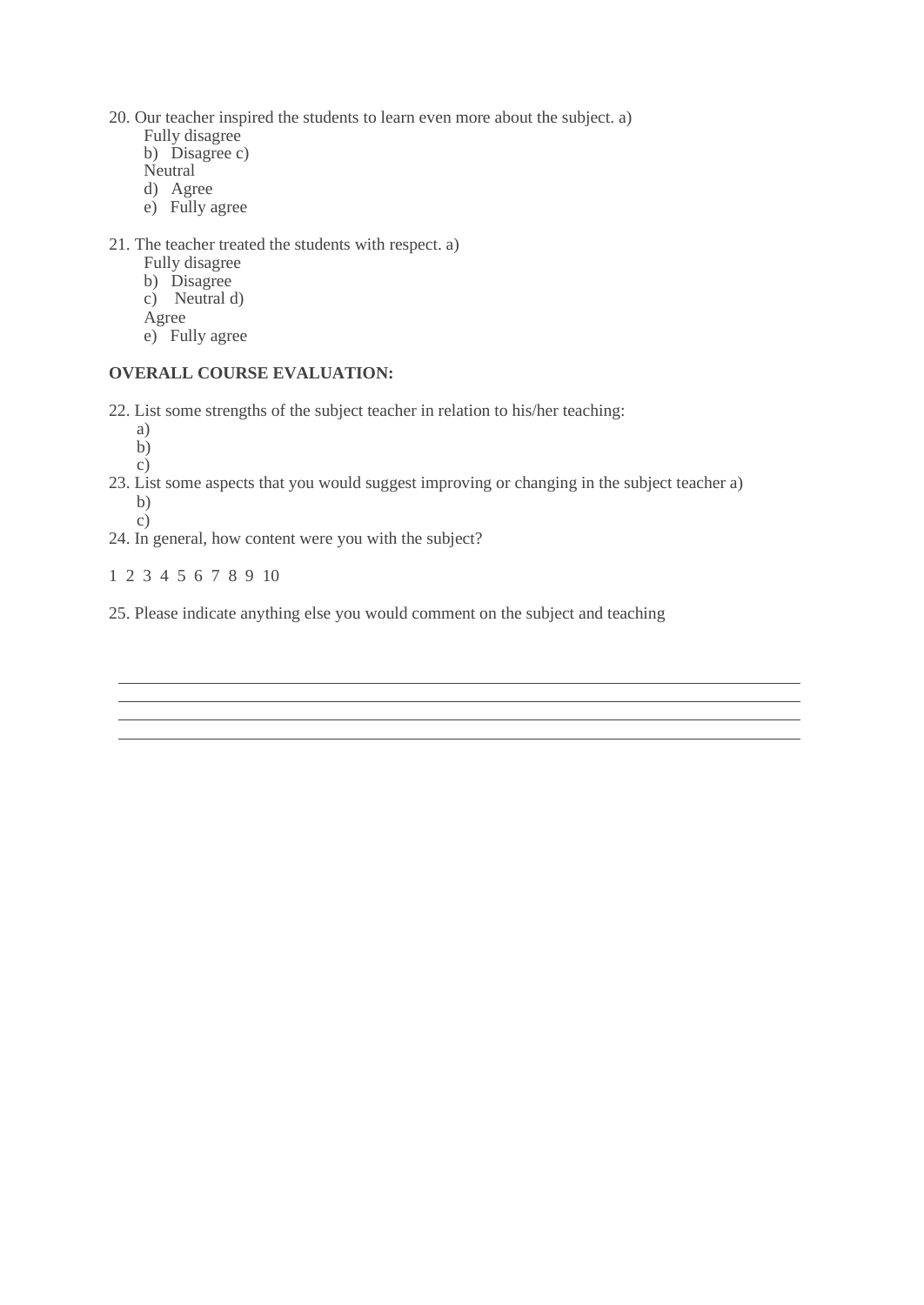20. Our teacher inspired the students to learn even more about the subject.
    a) Fully disagree
    b) Disagree
    c) Neutral
    d) Agree
    e) Fully agree

21. The teacher treated the students with respect.
    a) Fully disagree
    b) Disagree
    c) Neutral
    d) Agree
    e) Fully agree

**OVERALL COURSE EVALUATION:**

22. List some strengths of the subject teacher in relation to his/her teaching:
    a)
    b)
    c)

23. List some aspects that you would suggest improving or changing in the subject teacher
    a)
    b)
    c)

24. In general, how content were you with the subject?

1 2 3 4 5 6 7 8 9 10

25. Please indicate anything else you would comment on the subject and teaching

______________________________________________________________________________

______________________________________________________________________________

______________________________________________________________________________

______________________________________________________________________________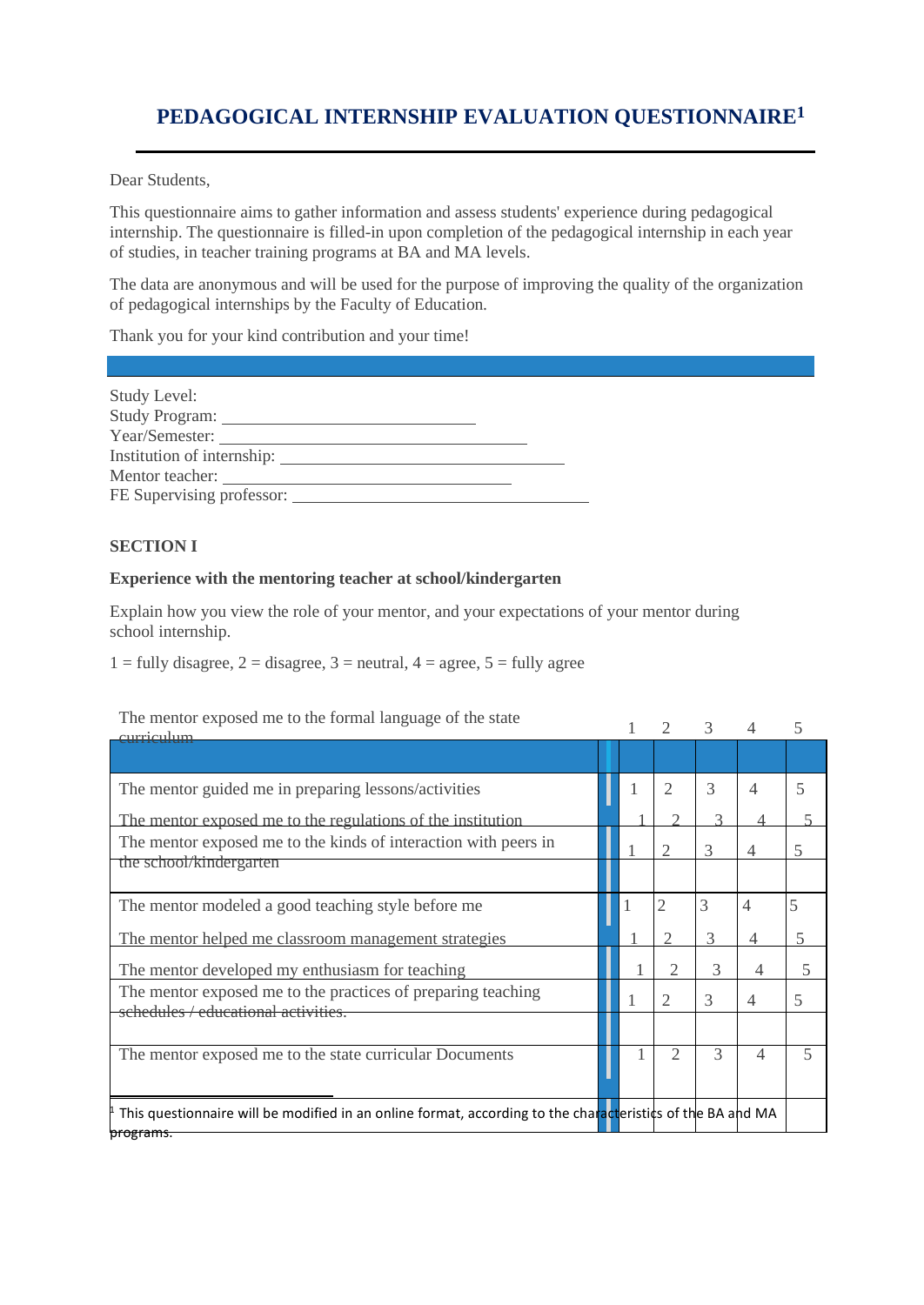# PEDAGOGICAL INTERNSHIP EVALUATION QUESTIONNAIRE[1]

Dear Students,

This questionnaire aims to gather information and assess students' experience during pedagogical internship. The questionnaire is filled-in upon completion of the pedagogical internship in each year of studies, in teacher training programs at BA and MA levels.

The data are anonymous and will be used for the purpose of improving the quality of the organization of pedagogical internships by the Faculty of Education.

Thank you for your kind contribution and your time!

Study Level:
Study Program: ____________________________
Year/Semester: ____________________________
Institution of internship: ____________________________
Mentor teacher: ____________________________
FE Supervising professor: ____________________________

**SECTION I**

**Experience with the mentoring teacher at school/kindergarten**

Explain how you view the role of your mentor, and your expectations of your mentor during school internship.

1 = fully disagree, 2 = disagree, 3 = neutral, 4 = agree, 5 = fully agree

| Statement | 1 | 2 | 3 | 4 | 5 |
|---|---|---|---|---|---|
| The mentor exposed me to the formal language of the state curriculum | 1 | 2 | 3 | 4 | 5 |
| The mentor guided me in preparing lessons/activities | 1 | 2 | 3 | 4 | 5 |
| The mentor exposed me to the regulations of the institution | 1 | 2 | 3 | 4 | 5 |
| The mentor exposed me to the kinds of interaction with peers in the school/kindergarten | 1 | 2 | 3 | 4 | 5 |
| The mentor modeled a good teaching style before me | 1 | 2 | 3 | 4 | 5 |
| The mentor helped me classroom management strategies | 1 | 2 | 3 | 4 | 5 |
| The mentor developed my enthusiasm for teaching | 1 | 2 | 3 | 4 | 5 |
| The mentor exposed me to the practices of preparing teaching schedules / educational activities. | 1 | 2 | 3 | 4 | 5 |
| The mentor exposed me to the state curricular Documents | 1 | 2 | 3 | 4 | 5 |

[1] This questionnaire will be modified in an online format, according to the characteristics of the BA and MA programs.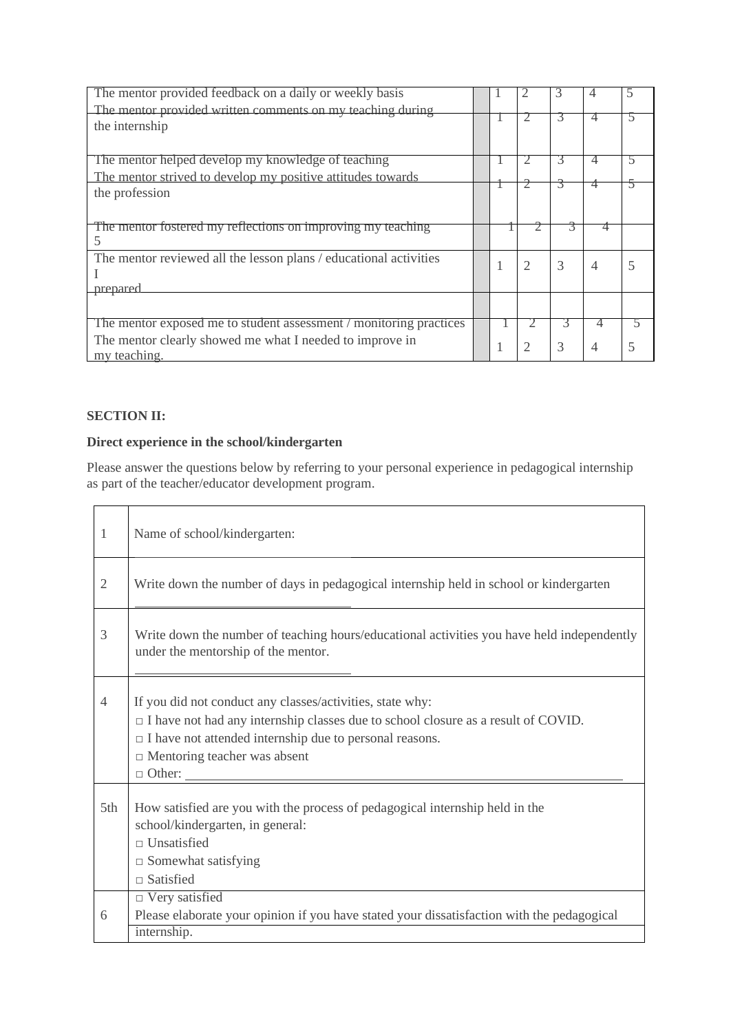| | | | | | | |
|---|---|---|---|---|---|---|
| The mentor provided feedback on a daily or weekly basis | | 1 | 2 | 3 | 4 | 5 |
| The mentor provided written comments on my teaching during the internship | | 1 | 2 | 3 | 4 | 5 |
| The mentor helped develop my knowledge of teaching | | 1 | 2 | 3 | 4 | 5 |
| The mentor strived to develop my positive attitudes towards the profession | | 1 | 2 | 3 | 4 | 5 |
| The mentor fostered my reflections on improving my teaching 5 | | 1 | 2 | 3 | 4 | |
| The mentor reviewed all the lesson plans / educational activities I prepared | | 1 | 2 | 3 | 4 | 5 |
| | | | | | | |
| The mentor exposed me to student assessment / monitoring practices | | 1 | 2 | 3 | 4 | 5 |
| The mentor clearly showed me what I needed to improve in my teaching. | | 1 | 2 | 3 | 4 | 5 |

**SECTION II:**

**Direct experience in the school/kindergarten**

Please answer the questions below by referring to your personal experience in pedagogical internship as part of the teacher/educator development program.

| | |
|---|---|
| 1 | Name of school/kindergarten: |
| 2 | Write down the number of days in pedagogical internship held in school or kindergarten ________________________________ |
| 3 | Write down the number of teaching hours/educational activities you have held independently under the mentorship of the mentor. ________________________________ |
| 4 | If you did not conduct any classes/activities, state why:<br>□ I have not had any internship classes due to school closure as a result of COVID.<br>□ I have not attended internship due to personal reasons.<br>□ Mentoring teacher was absent<br>□ Other: ________________________________ |
| 5th | How satisfied are you with the process of pedagogical internship held in the school/kindergarten, in general:<br>□ Unsatisfied<br>□ Somewhat satisfying<br>□ Satisfied<br>□ Very satisfied |
| 6 | Please elaborate your opinion if you have stated your dissatisfaction with the pedagogical internship. |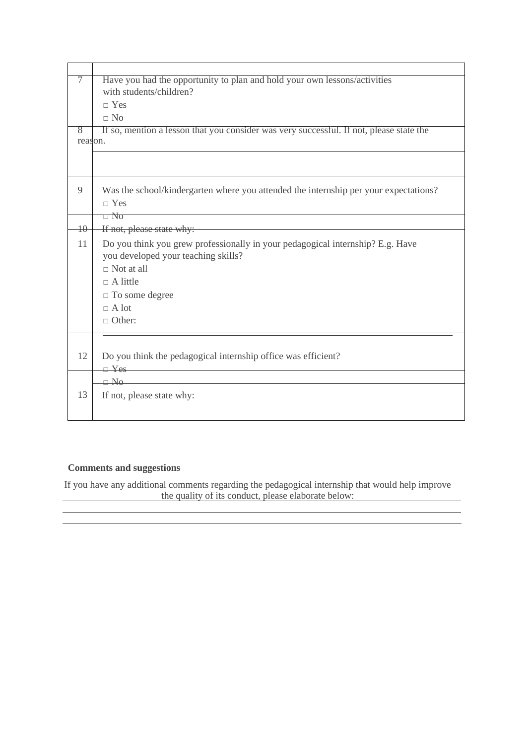| | |
|---|---|
| 7 | Have you had the opportunity to plan and hold your own lessons/activities with students/children?<br>□ Yes<br>□ No |
| 8 | If so, mention a lesson that you consider was very successful. If not, please state the reason. |
| | |
| 9 | Was the school/kindergarten where you attended the internship per your expectations?<br>□ Yes<br>□ No |
| 10 | If not, please state why: |
| 11 | Do you think you grew professionally in your pedagogical internship? E.g. Have you developed your teaching skills?<br>□ Not at all<br>□ A little<br>□ To some degree<br>□ A lot<br>□ Other: |
| 12 | Do you think the pedagogical internship office was efficient?<br>□ Yes<br>□ No |
| 13 | If not, please state why: |

**Comments and suggestions**

If you have any additional comments regarding the pedagogical internship that would help improve the quality of its conduct, please elaborate below: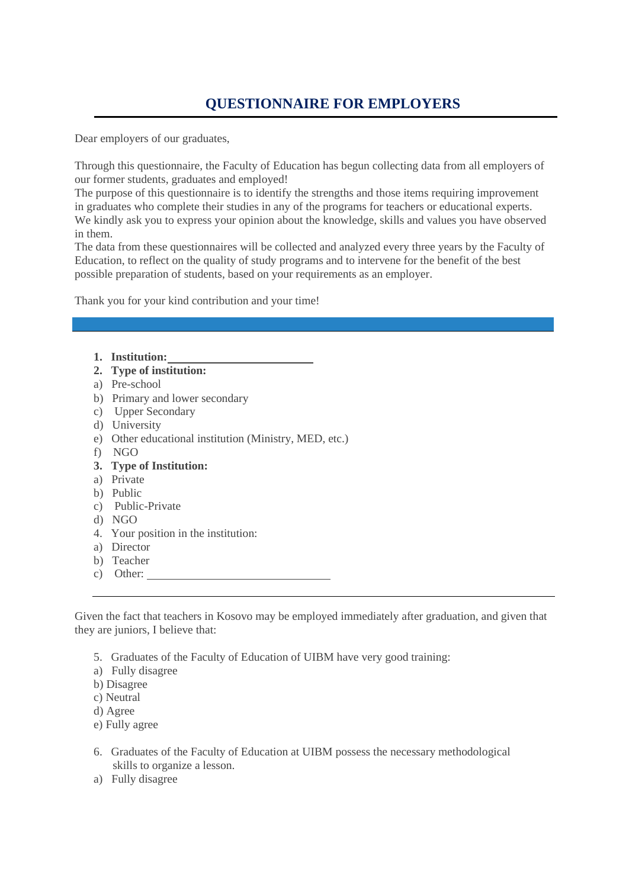# QUESTIONNAIRE FOR EMPLOYERS

Dear employers of our graduates,

Through this questionnaire, the Faculty of Education has begun collecting data from all employers of our former students, graduates and employed!
The purpose of this questionnaire is to identify the strengths and those items requiring improvement in graduates who complete their studies in any of the programs for teachers or educational experts. We kindly ask you to express your opinion about the knowledge, skills and values you have observed in them.
The data from these questionnaires will be collected and analyzed every three years by the Faculty of Education, to reflect on the quality of study programs and to intervene for the benefit of the best possible preparation of students, based on your requirements as an employer.

Thank you for your kind contribution and your time!

---

1. **Institution:** ________________________
2. **Type of institution:**

a) Pre-school
b) Primary and lower secondary
c) Upper Secondary
d) University
e) Other educational institution (Ministry, MED, etc.)
f) NGO

3. **Type of Institution:**

a) Private
b) Public
c) Public-Private
d) NGO

4. Your position in the institution:

a) Director
b) Teacher
c) Other: ______________________________

---

Given the fact that teachers in Kosovo may be employed immediately after graduation, and given that they are juniors, I believe that:

5. Graduates of the Faculty of Education of UIBM have very good training:

a) Fully disagree
b) Disagree
c) Neutral
d) Agree
e) Fully agree

6. Graduates of the Faculty of Education at UIBM possess the necessary methodological skills to organize a lesson.

a) Fully disagree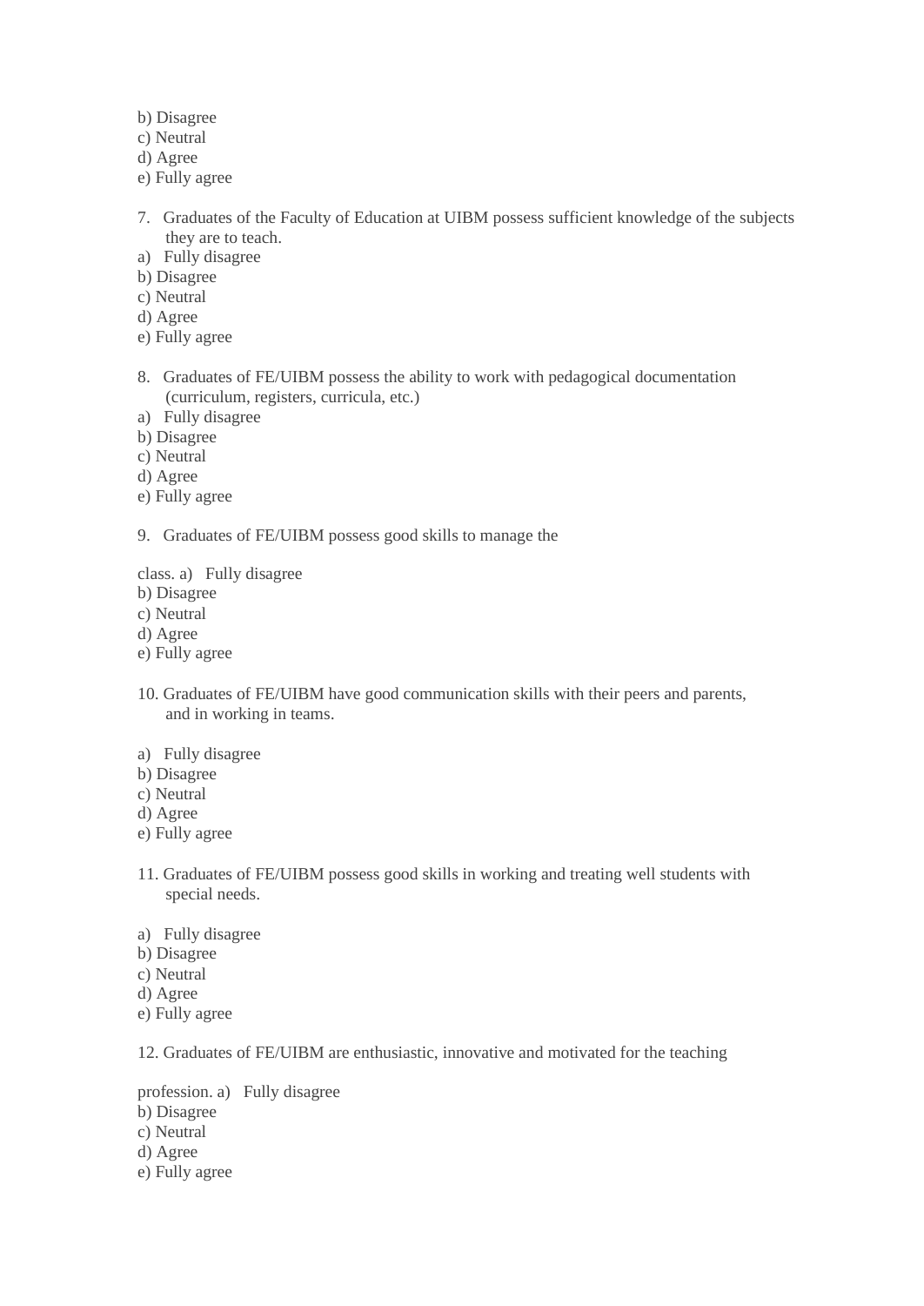b) Disagree
c) Neutral
d) Agree
e) Fully agree

7. Graduates of the Faculty of Education at UIBM possess sufficient knowledge of the subjects they are to teach.

a) Fully disagree
b) Disagree
c) Neutral
d) Agree
e) Fully agree

8. Graduates of FE/UIBM possess the ability to work with pedagogical documentation (curriculum, registers, curricula, etc.)

a) Fully disagree
b) Disagree
c) Neutral
d) Agree
e) Fully agree

9. Graduates of FE/UIBM possess good skills to manage the class.

a) Fully disagree
b) Disagree
c) Neutral
d) Agree
e) Fully agree

10. Graduates of FE/UIBM have good communication skills with their peers and parents, and in working in teams.

a) Fully disagree
b) Disagree
c) Neutral
d) Agree
e) Fully agree

11. Graduates of FE/UIBM possess good skills in working and treating well students with special needs.

a) Fully disagree
b) Disagree
c) Neutral
d) Agree
e) Fully agree

12. Graduates of FE/UIBM are enthusiastic, innovative and motivated for the teaching profession.

a) Fully disagree
b) Disagree
c) Neutral
d) Agree
e) Fully agree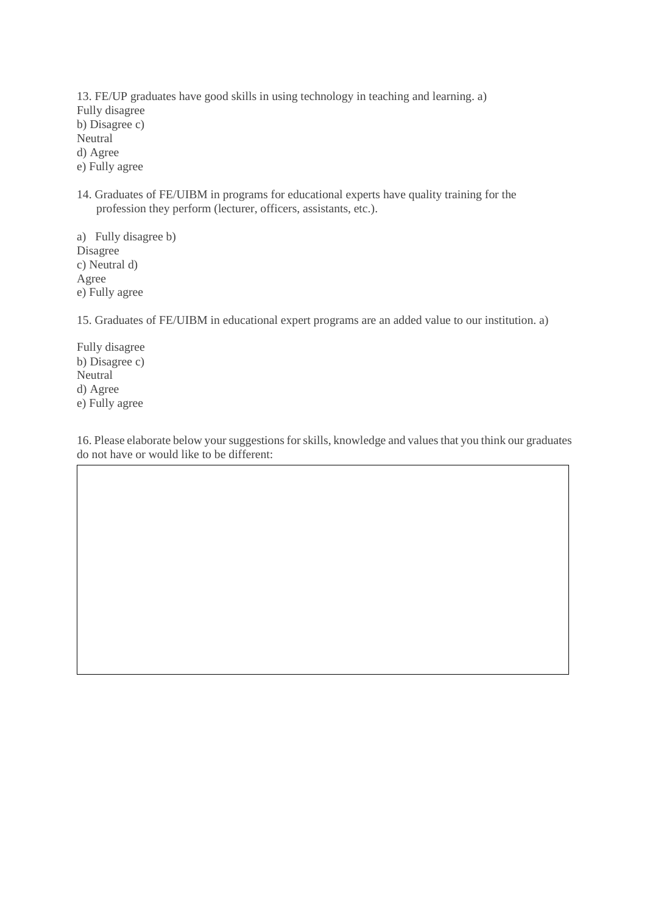13. FE/UP graduates have good skills in using technology in teaching and learning.

a) Fully disagree
b) Disagree
c) Neutral
d) Agree
e) Fully agree

14. Graduates of FE/UIBM in programs for educational experts have quality training for the profession they perform (lecturer, officers, assistants, etc.).

a) Fully disagree
b) Disagree
c) Neutral
d) Agree
e) Fully agree

15. Graduates of FE/UIBM in educational expert programs are an added value to our institution.

a) Fully disagree
b) Disagree
c) Neutral
d) Agree
e) Fully agree

16. Please elaborate below your suggestions for skills, knowledge and values that you think our graduates do not have or would like to be different: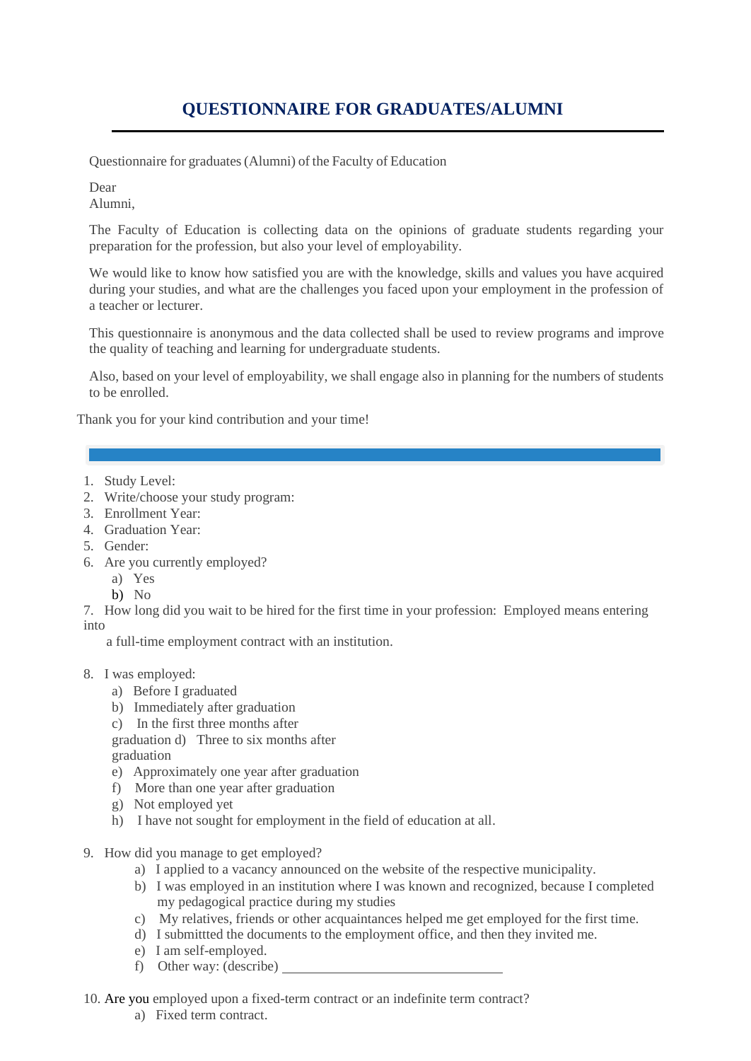# QUESTIONNAIRE FOR GRADUATES/ALUMNI

Questionnaire for graduates (Alumni) of the Faculty of Education

Dear
Alumni,

The Faculty of Education is collecting data on the opinions of graduate students regarding your preparation for the profession, but also your level of employability.

We would like to know how satisfied you are with the knowledge, skills and values you have acquired during your studies, and what are the challenges you faced upon your employment in the profession of a teacher or lecturer.

This questionnaire is anonymous and the data collected shall be used to review programs and improve the quality of teaching and learning for undergraduate students.

Also, based on your level of employability, we shall engage also in planning for the numbers of students to be enrolled.

Thank you for your kind contribution and your time!

---

1. Study Level:
2. Write/choose your study program:
3. Enrollment Year:
4. Graduation Year:
5. Gender:
6. Are you currently employed?
   a) Yes
   b) No
7. How long did you wait to be hired for the first time in your profession: Employed means entering into a full-time employment contract with an institution.

8. I was employed:
   a) Before I graduated
   b) Immediately after graduation
   c) In the first three months after graduation
   d) Three to six months after graduation
   e) Approximately one year after graduation
   f) More than one year after graduation
   g) Not employed yet
   h) I have not sought for employment in the field of education at all.

9. How did you manage to get employed?
   a) I applied to a vacancy announced on the website of the respective municipality.
   b) I was employed in an institution where I was known and recognized, because I completed my pedagogical practice during my studies
   c) My relatives, friends or other acquaintances helped me get employed for the first time.
   d) I submittted the documents to the employment office, and then they invited me.
   e) I am self-employed.
   f) Other way: (describe) ________________________________

10. Are you employed upon a fixed-term contract or an indefinite term contract?
    a) Fixed term contract.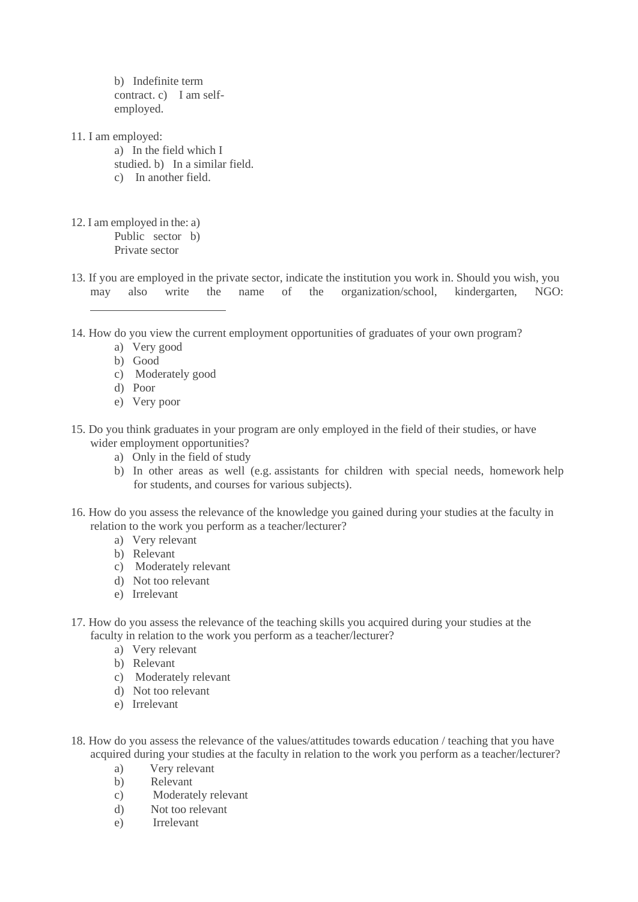b) Indefinite term contract.
c) I am self-employed.

11. I am employed:
    a) In the field which I studied.
    b) In a similar field.
    c) In another field.

12. I am employed in the:
    a) Public sector
    b) Private sector

13. If you are employed in the private sector, indicate the institution you work in. Should you wish, you may also write the name of the organization/school, kindergarten, NGO: ________________________

14. How do you view the current employment opportunities of graduates of your own program?
    a) Very good
    b) Good
    c) Moderately good
    d) Poor
    e) Very poor

15. Do you think graduates in your program are only employed in the field of their studies, or have wider employment opportunities?
    a) Only in the field of study
    b) In other areas as well (e.g. assistants for children with special needs, homework help for students, and courses for various subjects).

16. How do you assess the relevance of the knowledge you gained during your studies at the faculty in relation to the work you perform as a teacher/lecturer?
    a) Very relevant
    b) Relevant
    c) Moderately relevant
    d) Not too relevant
    e) Irrelevant

17. How do you assess the relevance of the teaching skills you acquired during your studies at the faculty in relation to the work you perform as a teacher/lecturer?
    a) Very relevant
    b) Relevant
    c) Moderately relevant
    d) Not too relevant
    e) Irrelevant

18. How do you assess the relevance of the values/attitudes towards education / teaching that you have acquired during your studies at the faculty in relation to the work you perform as a teacher/lecturer?
    a) Very relevant
    b) Relevant
    c) Moderately relevant
    d) Not too relevant
    e) Irrelevant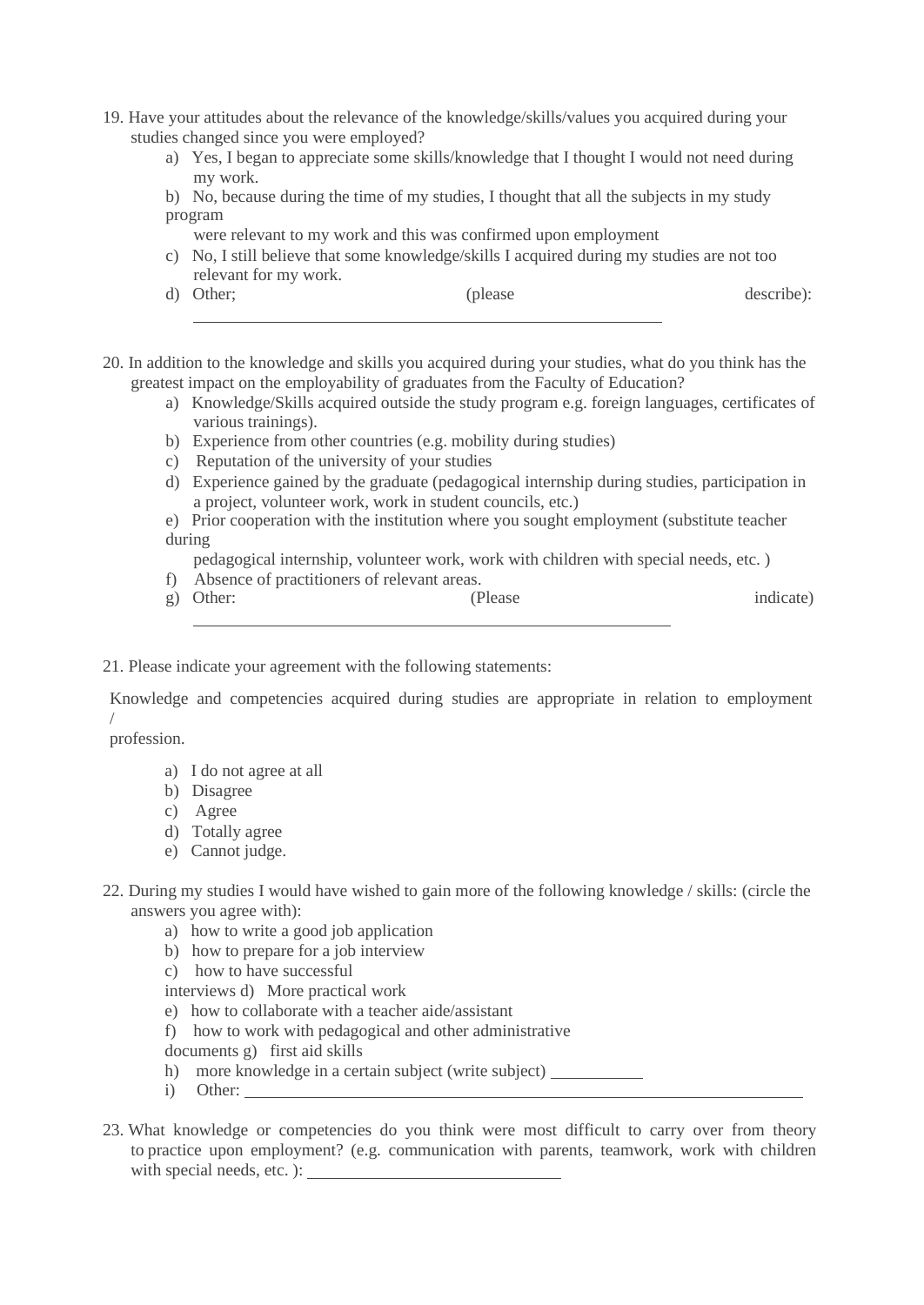19. Have your attitudes about the relevance of the knowledge/skills/values you acquired during your studies changed since you were employed?
    a) Yes, I began to appreciate some skills/knowledge that I thought I would not need during my work.
    b) No, because during the time of my studies, I thought that all the subjects in my study program were relevant to my work and this was confirmed upon employment
    c) No, I still believe that some knowledge/skills I acquired during my studies are not too relevant for my work.
    d) Other; (please describe): \_\_\_\_\_\_\_\_\_\_\_\_\_\_\_\_\_\_\_\_\_\_\_\_\_\_\_\_\_\_\_\_\_\_\_\_\_\_\_\_

20. In addition to the knowledge and skills you acquired during your studies, what do you think has the greatest impact on the employability of graduates from the Faculty of Education?
    a) Knowledge/Skills acquired outside the study program e.g. foreign languages, certificates of various trainings).
    b) Experience from other countries (e.g. mobility during studies)
    c) Reputation of the university of your studies
    d) Experience gained by the graduate (pedagogical internship during studies, participation in a project, volunteer work, work in student councils, etc.)
    e) Prior cooperation with the institution where you sought employment (substitute teacher during pedagogical internship, volunteer work, work with children with special needs, etc. )
    f) Absence of practitioners of relevant areas.
    g) Other: (Please indicate) \_\_\_\_\_\_\_\_\_\_\_\_\_\_\_\_\_\_\_\_\_\_\_\_\_\_\_\_\_\_\_\_\_\_\_\_\_\_\_\_

21. Please indicate your agreement with the following statements:

Knowledge and competencies acquired during studies are appropriate in relation to employment / profession.

- a) I do not agree at all
- b) Disagree
- c) Agree
- d) Totally agree
- e) Cannot judge.

22. During my studies I would have wished to gain more of the following knowledge / skills: (circle the answers you agree with):
    a) how to write a good job application
    b) how to prepare for a job interview
    c) how to have successful interviews
    d) More practical work
    e) how to collaborate with a teacher aide/assistant
    f) how to work with pedagogical and other administrative documents
    g) first aid skills
    h) more knowledge in a certain subject (write subject) \_\_\_\_\_\_\_\_\_\_
    i) Other: \_\_\_\_\_\_\_\_\_\_\_\_\_\_\_\_\_\_\_\_\_\_\_\_\_\_\_\_\_\_\_\_\_\_\_\_\_\_\_\_\_\_\_\_\_\_\_\_\_\_

23. What knowledge or competencies do you think were most difficult to carry over from theory to practice upon employment? (e.g. communication with parents, teamwork, work with children with special needs, etc. ): \_\_\_\_\_\_\_\_\_\_\_\_\_\_\_\_\_\_\_\_\_\_\_\_\_\_\_\_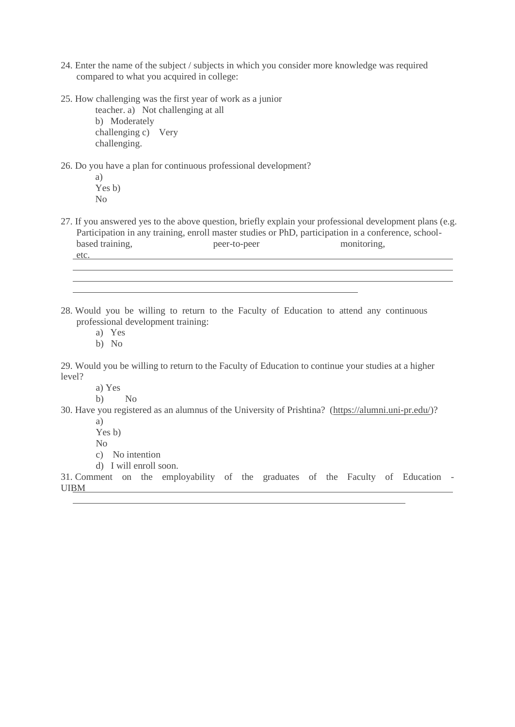24. Enter the name of the subject / subjects in which you consider more knowledge was required compared to what you acquired in college:

25. How challenging was the first year of work as a junior teacher.
    a) Not challenging at all
    b) Moderately challenging
    c) Very challenging.

26. Do you have a plan for continuous professional development?
    a) Yes
    b) No

27. If you answered yes to the above question, briefly explain your professional development plans (e.g. Participation in any training, enroll master studies or PhD, participation in a conference, school-based training, peer-to-peer monitoring, etc.
_______________________________________________________________________________
_______________________________________________________________________________
_______________________________________________________________________________
_____________________________________________________

28. Would you be willing to return to the Faculty of Education to attend any continuous professional development training:
    a) Yes
    b) No

29. Would you be willing to return to the Faculty of Education to continue your studies at a higher level?
    a) Yes
    b) No

30. Have you registered as an alumnus of the University of Prishtina? (https://alumni.uni-pr.edu/)?
    a) Yes
    b) No
    c) No intention
    d) I will enroll soon.

31. Comment on the employability of the graduates of the Faculty of Education - UIBM_______________________________________________________________________
_____________________________________________________________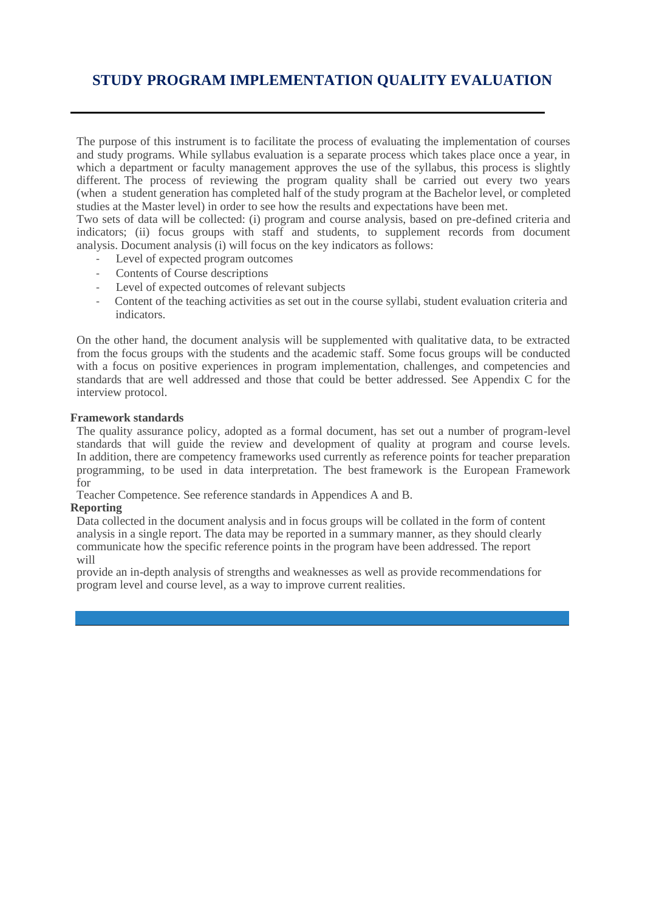## STUDY PROGRAM IMPLEMENTATION QUALITY EVALUATION

The purpose of this instrument is to facilitate the process of evaluating the implementation of courses and study programs. While syllabus evaluation is a separate process which takes place once a year, in which a department or faculty management approves the use of the syllabus, this process is slightly different. The process of reviewing the program quality shall be carried out every two years (when a student generation has completed half of the study program at the Bachelor level, or completed studies at the Master level) in order to see how the results and expectations have been met.

Two sets of data will be collected: (i) program and course analysis, based on pre-defined criteria and indicators; (ii) focus groups with staff and students, to supplement records from document analysis. Document analysis (i) will focus on the key indicators as follows:

- Level of expected program outcomes
- Contents of Course descriptions
- Level of expected outcomes of relevant subjects
- Content of the teaching activities as set out in the course syllabi, student evaluation criteria and indicators.

On the other hand, the document analysis will be supplemented with qualitative data, to be extracted from the focus groups with the students and the academic staff. Some focus groups will be conducted with a focus on positive experiences in program implementation, challenges, and competencies and standards that are well addressed and those that could be better addressed. See Appendix C for the interview protocol.

**Framework standards**

The quality assurance policy, adopted as a formal document, has set out a number of program-level standards that will guide the review and development of quality at program and course levels. In addition, there are competency frameworks used currently as reference points for teacher preparation programming, to be used in data interpretation. The best framework is the European Framework for Teacher Competence. See reference standards in Appendices A and B.

**Reporting**

Data collected in the document analysis and in focus groups will be collated in the form of content analysis in a single report. The data may be reported in a summary manner, as they should clearly communicate how the specific reference points in the program have been addressed. The report will provide an in-depth analysis of strengths and weaknesses as well as provide recommendations for program level and course level, as a way to improve current realities.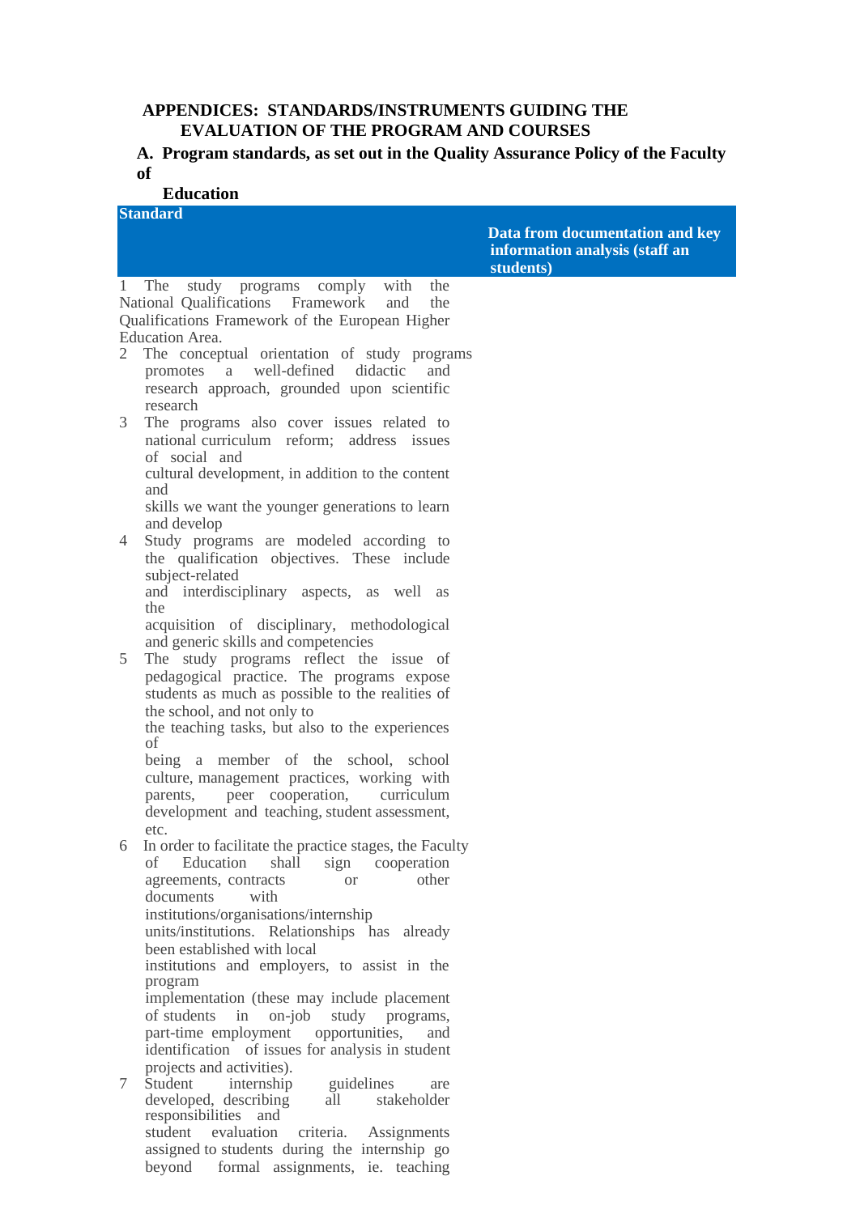## APPENDICES: STANDARDS/INSTRUMENTS GUIDING THE EVALUATION OF THE PROGRAM AND COURSES

### A. Program standards, as set out in the Quality Assurance Policy of the Faculty of Education

| Standard | Data from documentation and key information analysis (staff an students) |
|---|---|
| 1 The study programs comply with the National Qualifications Framework and the Qualifications Framework of the European Higher Education Area. | |
| 2 The conceptual orientation of study programs promotes a well-defined didactic and research approach, grounded upon scientific research | |
| 3 The programs also cover issues related to national curriculum reform; address issues of social and cultural development, in addition to the content and skills we want the younger generations to learn and develop | |
| 4 Study programs are modeled according to the qualification objectives. These include subject-related and interdisciplinary aspects, as well as the acquisition of disciplinary, methodological and generic skills and competencies | |
| 5 The study programs reflect the issue of pedagogical practice. The programs expose students as much as possible to the realities of the school, and not only to the teaching tasks, but also to the experiences of being a member of the school, school culture, management practices, working with parents, peer cooperation, curriculum development and teaching, student assessment, etc. | |
| 6 In order to facilitate the practice stages, the Faculty of Education shall sign cooperation agreements, contracts or other documents with institutions/organisations/internship units/institutions. Relationships has already been established with local institutions and employers, to assist in the program implementation (these may include placement of students in on-job study programs, part-time employment opportunities, and identification of issues for analysis in student projects and activities). | |
| 7 Student internship guidelines are developed, describing all stakeholder responsibilities and student evaluation criteria. Assignments assigned to students during the internship go beyond formal assignments, ie. teaching | |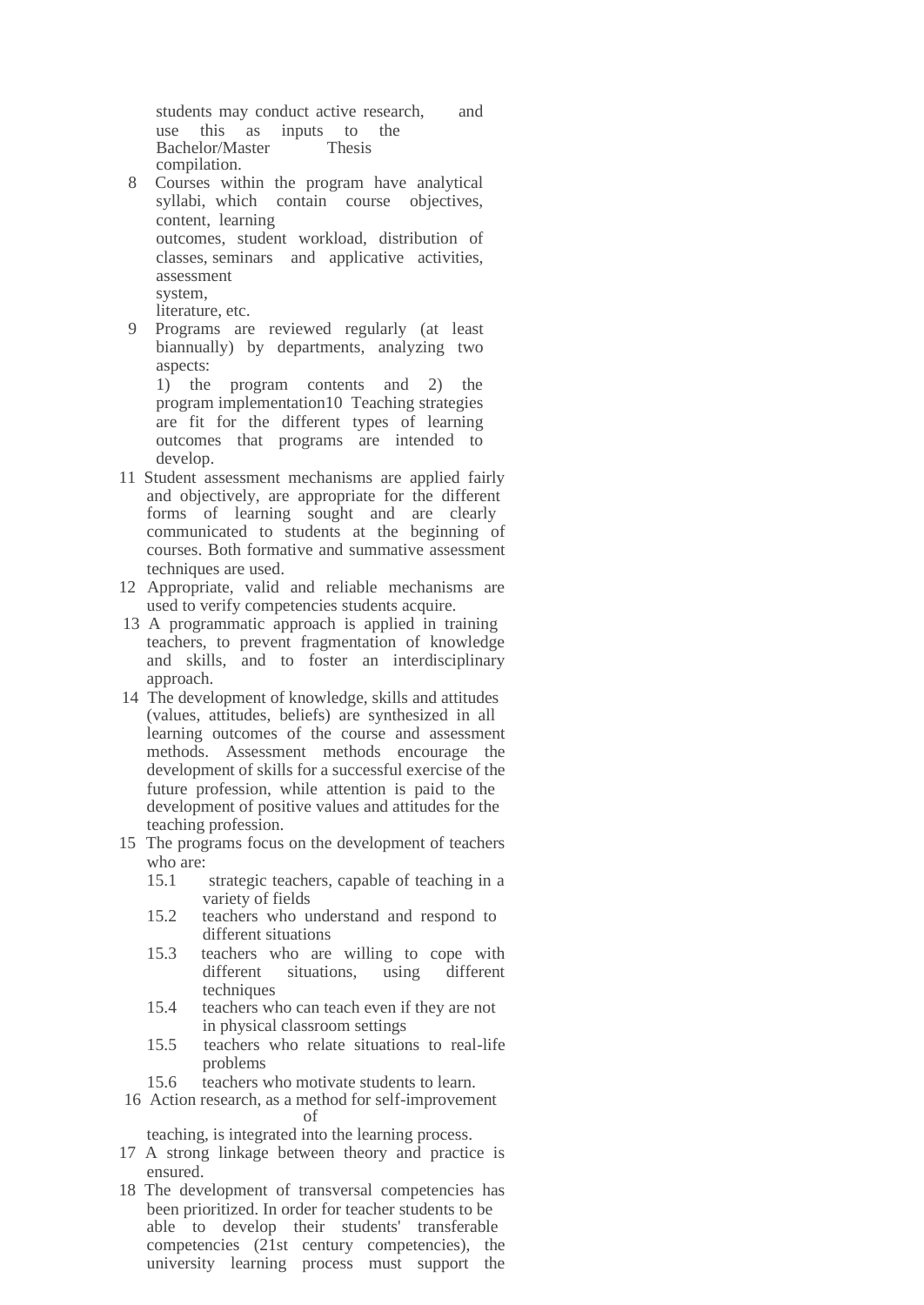students may conduct active research, and use this as inputs to the Bachelor/Master Thesis compilation.

8 Courses within the program have analytical syllabi, which contain course objectives, content, learning outcomes, student workload, distribution of classes, seminars and applicative activities, assessment system, literature, etc.

9 Programs are reviewed regularly (at least biannually) by departments, analyzing two aspects: 1) the program contents and 2) the program implementation

10 Teaching strategies are fit for the different types of learning outcomes that programs are intended to develop.

11 Student assessment mechanisms are applied fairly and objectively, are appropriate for the different forms of learning sought and are clearly communicated to students at the beginning of courses. Both formative and summative assessment techniques are used.

12 Appropriate, valid and reliable mechanisms are used to verify competencies students acquire.

13 A programmatic approach is applied in training teachers, to prevent fragmentation of knowledge and skills, and to foster an interdisciplinary approach.

14 The development of knowledge, skills and attitudes (values, attitudes, beliefs) are synthesized in all learning outcomes of the course and assessment methods. Assessment methods encourage the development of skills for a successful exercise of the future profession, while attention is paid to the development of positive values and attitudes for the teaching profession.

15 The programs focus on the development of teachers who are:

- 15.1 strategic teachers, capable of teaching in a variety of fields
- 15.2 teachers who understand and respond to different situations
- 15.3 teachers who are willing to cope with different situations, using different techniques
- 15.4 teachers who can teach even if they are not in physical classroom settings
- 15.5 teachers who relate situations to real-life problems
- 15.6 teachers who motivate students to learn.

16 Action research, as a method for self-improvement of teaching, is integrated into the learning process.

17 A strong linkage between theory and practice is ensured.

18 The development of transversal competencies has been prioritized. In order for teacher students to be able to develop their students' transferable competencies (21st century competencies), the university learning process must support the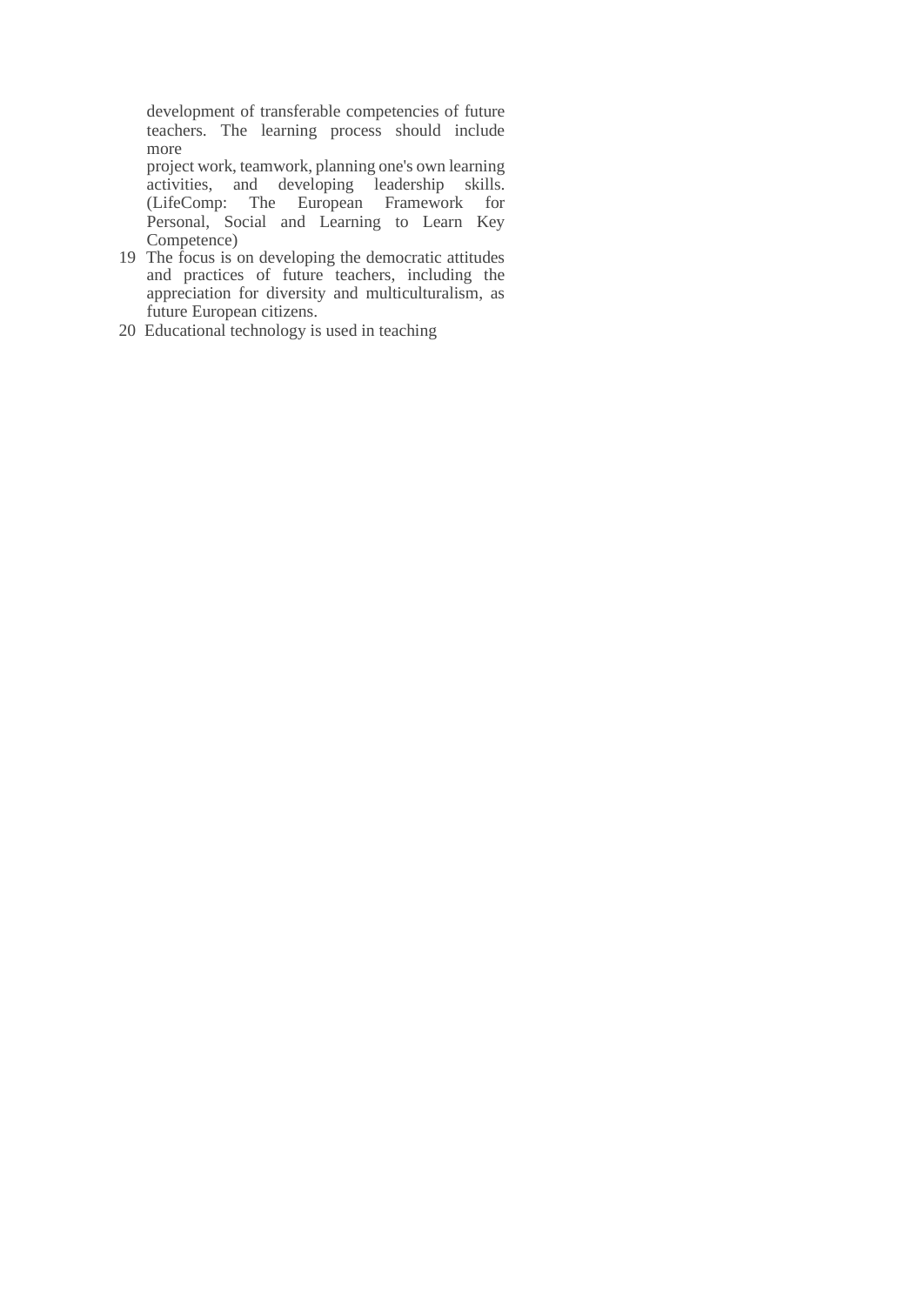development of transferable competencies of future teachers. The learning process should include more

project work, teamwork, planning one's own learning activities, and developing leadership skills. (LifeComp: The European Framework for Personal, Social and Learning to Learn Key Competence)

19 The focus is on developing the democratic attitudes and practices of future teachers, including the appreciation for diversity and multiculturalism, as future European citizens.

20 Educational technology is used in teaching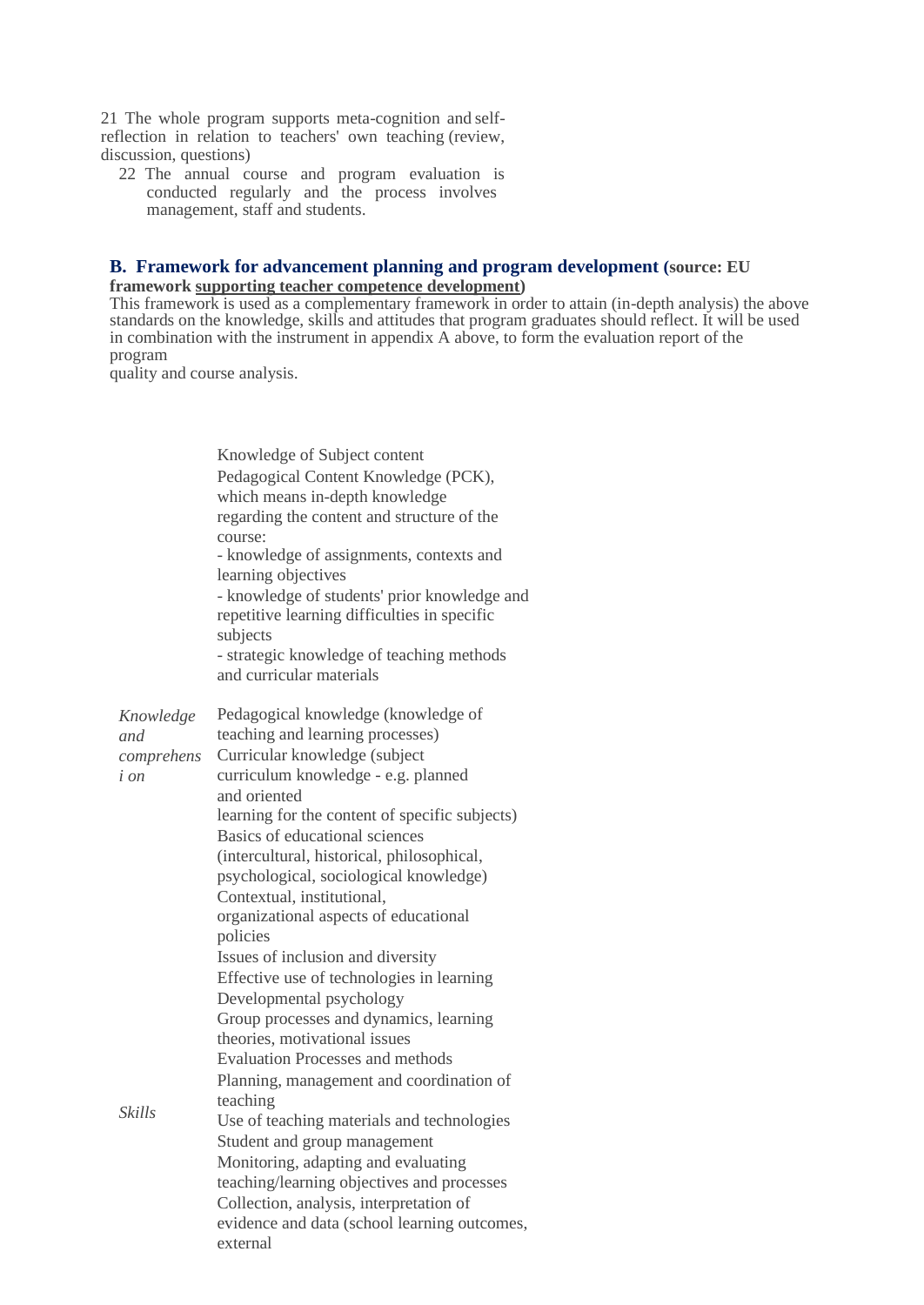21 The whole program supports meta-cognition and self-reflection in relation to teachers' own teaching (review, discussion, questions)

22 The annual course and program evaluation is conducted regularly and the process involves management, staff and students.

### B. Framework for advancement planning and program development (source: EU framework supporting teacher competence development)

This framework is used as a complementary framework in order to attain (in-depth analysis) the above standards on the knowledge, skills and attitudes that program graduates should reflect. It will be used in combination with the instrument in appendix A above, to form the evaluation report of the program quality and course analysis.

| | |
|---|---|
| *Knowledge and comprehension* | Knowledge of Subject content<br>Pedagogical Content Knowledge (PCK), which means in-depth knowledge regarding the content and structure of the course:<br>- knowledge of assignments, contexts and learning objectives<br>- knowledge of students' prior knowledge and repetitive learning difficulties in specific subjects<br>- strategic knowledge of teaching methods and curricular materials<br>Pedagogical knowledge (knowledge of teaching and learning processes)<br>Curricular knowledge (subject curriculum knowledge - e.g. planned and oriented learning for the content of specific subjects)<br>Basics of educational sciences (intercultural, historical, philosophical, psychological, sociological knowledge)<br>Contextual, institutional, organizational aspects of educational policies<br>Issues of inclusion and diversity<br>Effective use of technologies in learning<br>Developmental psychology<br>Group processes and dynamics, learning theories, motivational issues<br>Evaluation Processes and methods |
| *Skills* | Planning, management and coordination of teaching<br>Use of teaching materials and technologies<br>Student and group management<br>Monitoring, adapting and evaluating teaching/learning objectives and processes<br>Collection, analysis, interpretation of evidence and data (school learning outcomes, external |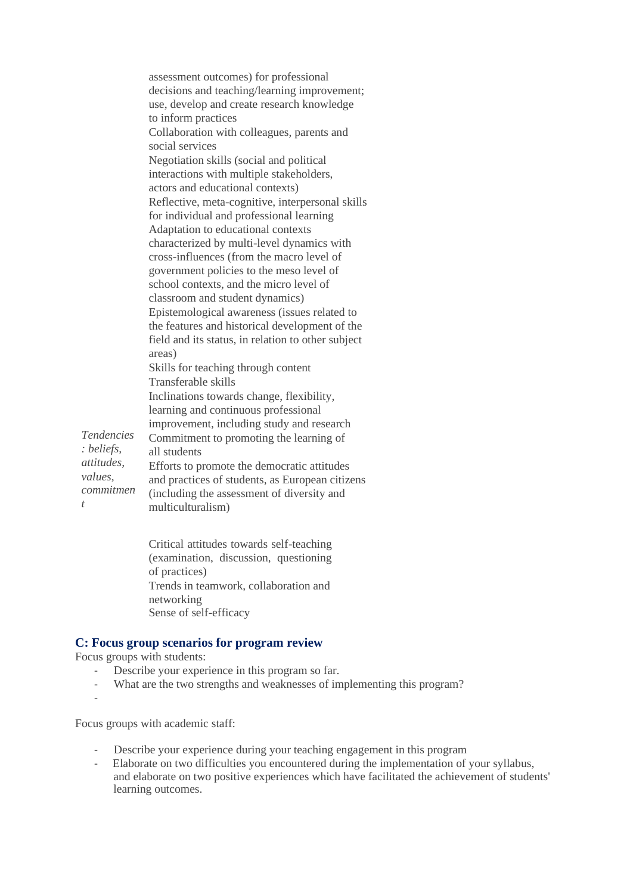| | |
|---|---|
| | assessment outcomes) for professional decisions and teaching/learning improvement; use, develop and create research knowledge to inform practices |
| | Collaboration with colleagues, parents and social services |
| | Negotiation skills (social and political interactions with multiple stakeholders, actors and educational contexts) |
| | Reflective, meta-cognitive, interpersonal skills for individual and professional learning |
| | Adaptation to educational contexts characterized by multi-level dynamics with cross-influences (from the macro level of government policies to the meso level of school contexts, and the micro level of classroom and student dynamics) |
| | Epistemological awareness (issues related to the features and historical development of the field and its status, in relation to other subject areas) |
| | Skills for teaching through content |
| | Transferable skills |
| *Tendencies: beliefs, attitudes, values, commitment* | Inclinations towards change, flexibility, learning and continuous professional improvement, including study and research |
| | Commitment to promoting the learning of all students |
| | Efforts to promote the democratic attitudes and practices of students, as European citizens (including the assessment of diversity and multiculturalism) |
| | Critical attitudes towards self-teaching (examination, discussion, questioning of practices) |
| | Trends in teamwork, collaboration and networking |
| | Sense of self-efficacy |

### C: Focus group scenarios for program review

Focus groups with students:

- Describe your experience in this program so far.
- What are the two strengths and weaknesses of implementing this program?
-

Focus groups with academic staff:

- Describe your experience during your teaching engagement in this program
- Elaborate on two difficulties you encountered during the implementation of your syllabus, and elaborate on two positive experiences which have facilitated the achievement of students' learning outcomes.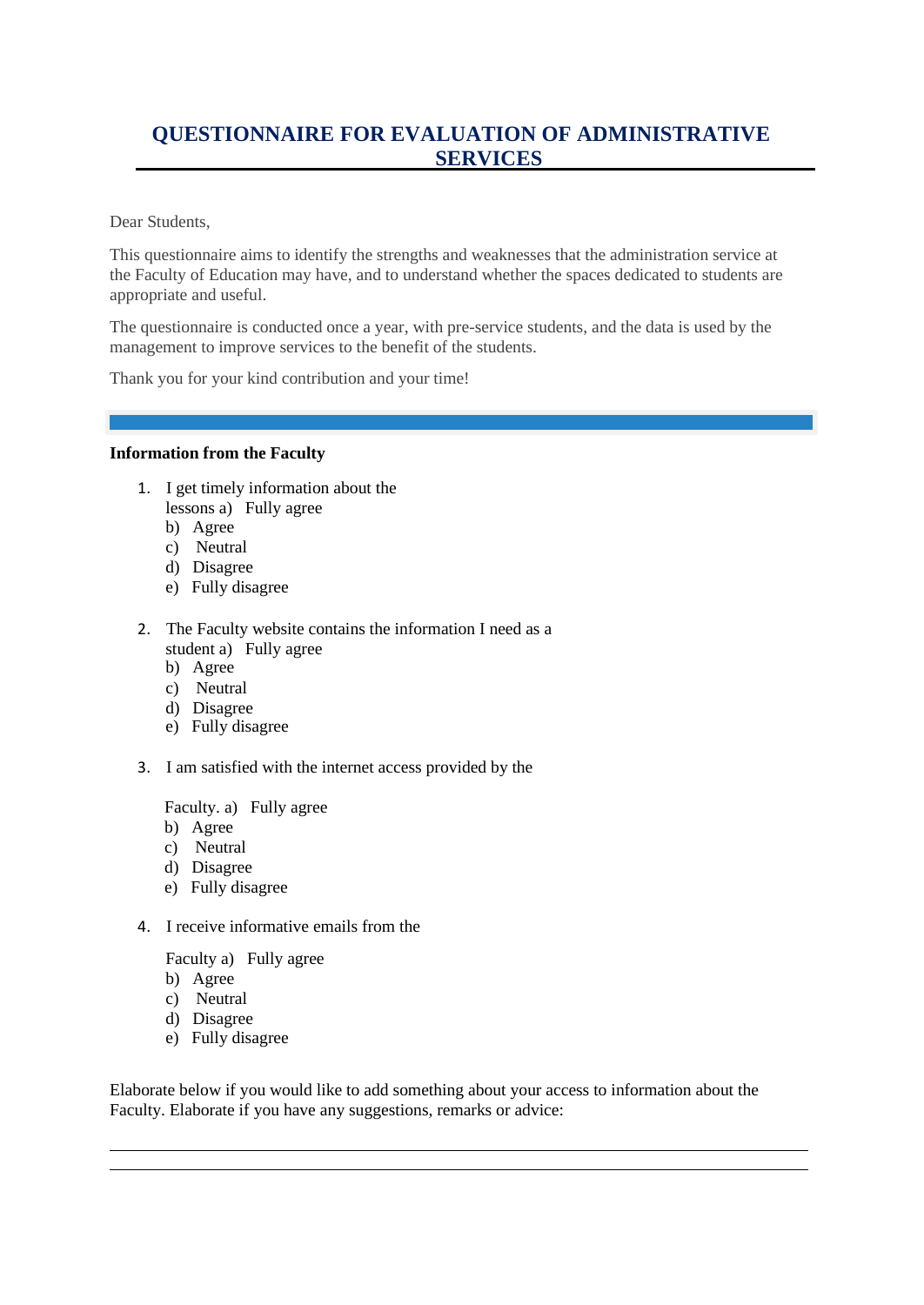# QUESTIONNAIRE FOR EVALUATION OF ADMINISTRATIVE SERVICES

Dear Students,

This questionnaire aims to identify the strengths and weaknesses that the administration service at the Faculty of Education may have, and to understand whether the spaces dedicated to students are appropriate and useful.

The questionnaire is conducted once a year, with pre-service students, and the data is used by the management to improve services to the benefit of the students.

Thank you for your kind contribution and your time!

**Information from the Faculty**

1. I get timely information about the lessons
   a) Fully agree
   b) Agree
   c) Neutral
   d) Disagree
   e) Fully disagree

2. The Faculty website contains the information I need as a student
   a) Fully agree
   b) Agree
   c) Neutral
   d) Disagree
   e) Fully disagree

3. I am satisfied with the internet access provided by the Faculty.
   a) Fully agree
   b) Agree
   c) Neutral
   d) Disagree
   e) Fully disagree

4. I receive informative emails from the Faculty
   a) Fully agree
   b) Agree
   c) Neutral
   d) Disagree
   e) Fully disagree

Elaborate below if you would like to add something about your access to information about the Faculty. Elaborate if you have any suggestions, remarks or advice:

______________________________________________________________________

______________________________________________________________________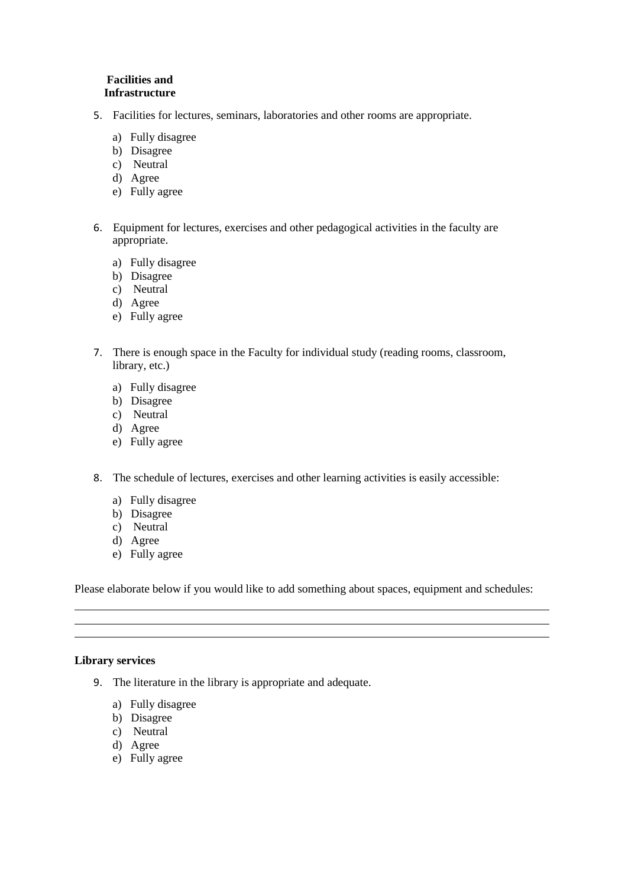**Facilities and Infrastructure**

5. Facilities for lectures, seminars, laboratories and other rooms are appropriate.

   a) Fully disagree
   b) Disagree
   c) Neutral
   d) Agree
   e) Fully agree

6. Equipment for lectures, exercises and other pedagogical activities in the faculty are appropriate.

   a) Fully disagree
   b) Disagree
   c) Neutral
   d) Agree
   e) Fully agree

7. There is enough space in the Faculty for individual study (reading rooms, classroom, library, etc.)

   a) Fully disagree
   b) Disagree
   c) Neutral
   d) Agree
   e) Fully agree

8. The schedule of lectures, exercises and other learning activities is easily accessible:

   a) Fully disagree
   b) Disagree
   c) Neutral
   d) Agree
   e) Fully agree

Please elaborate below if you would like to add something about spaces, equipment and schedules:

______________________________________________________________________________

______________________________________________________________________________

______________________________________________________________________________

**Library services**

9. The literature in the library is appropriate and adequate.

   a) Fully disagree
   b) Disagree
   c) Neutral
   d) Agree
   e) Fully agree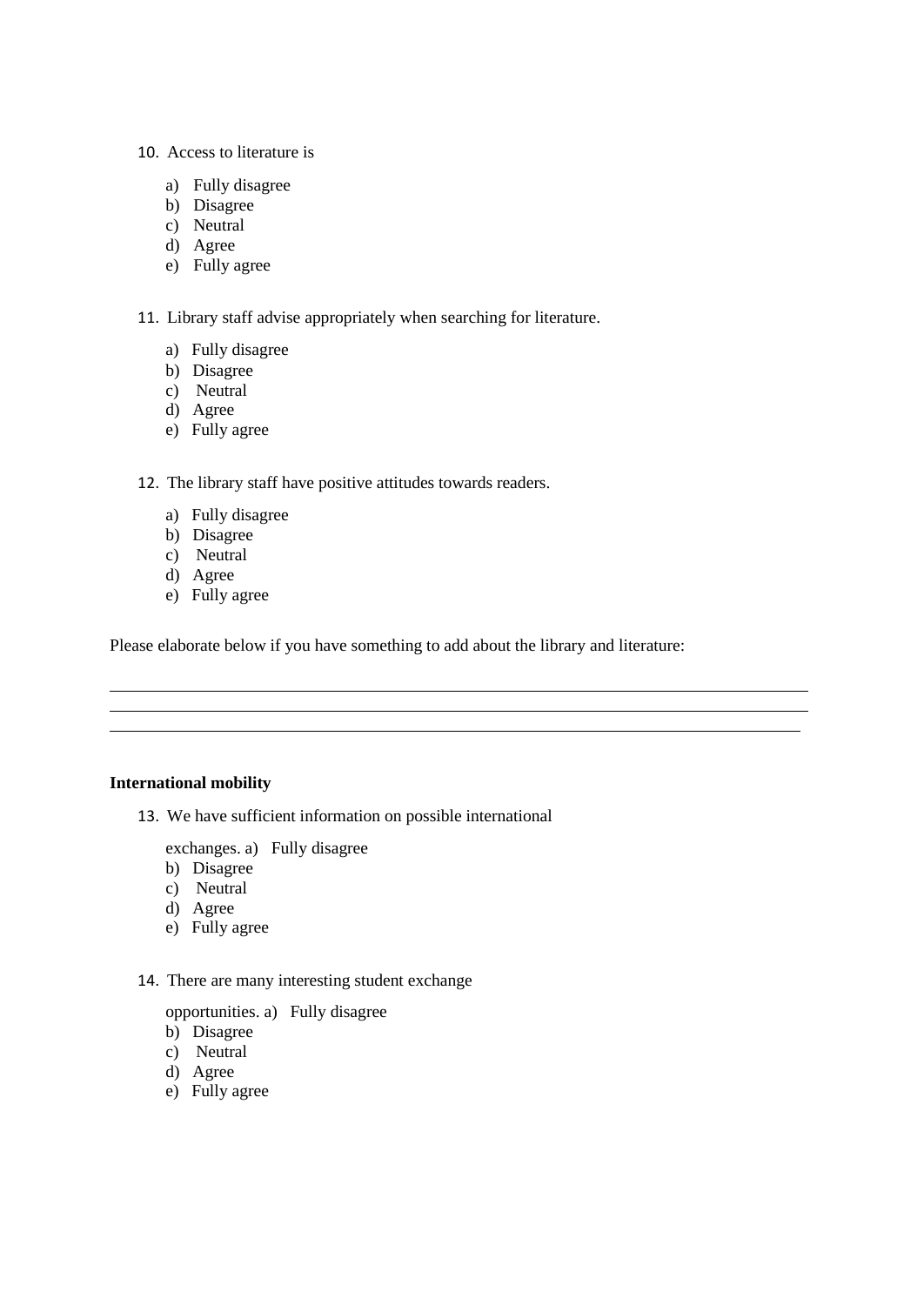10. Access to literature is

    a) Fully disagree
    b) Disagree
    c) Neutral
    d) Agree
    e) Fully agree

11. Library staff advise appropriately when searching for literature.

    a) Fully disagree
    b) Disagree
    c) Neutral
    d) Agree
    e) Fully agree

12. The library staff have positive attitudes towards readers.

    a) Fully disagree
    b) Disagree
    c) Neutral
    d) Agree
    e) Fully agree

Please elaborate below if you have something to add about the library and literature:

___________________________________________________________________________

___________________________________________________________________________

___________________________________________________________________________

**International mobility**

13. We have sufficient information on possible international exchanges.

    a) Fully disagree
    b) Disagree
    c) Neutral
    d) Agree
    e) Fully agree

14. There are many interesting student exchange opportunities.

    a) Fully disagree
    b) Disagree
    c) Neutral
    d) Agree
    e) Fully agree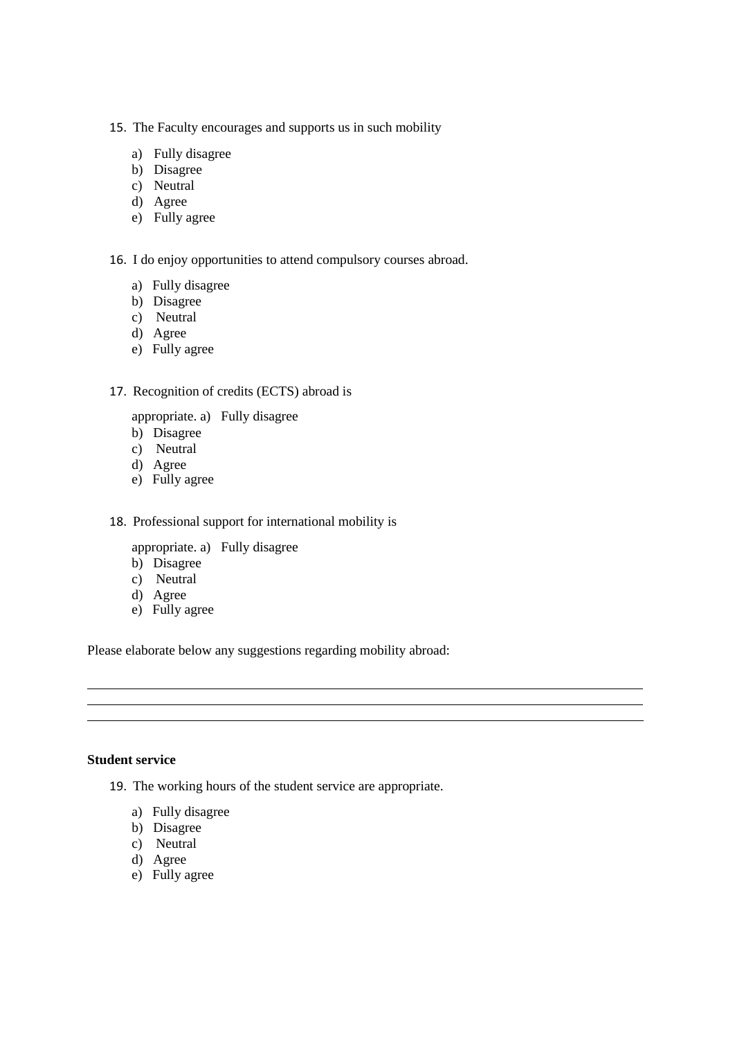15. The Faculty encourages and supports us in such mobility

    a) Fully disagree
    b) Disagree
    c) Neutral
    d) Agree
    e) Fully agree

16. I do enjoy opportunities to attend compulsory courses abroad.

    a) Fully disagree
    b) Disagree
    c) Neutral
    d) Agree
    e) Fully agree

17. Recognition of credits (ECTS) abroad is

    appropriate. a) Fully disagree
    b) Disagree
    c) Neutral
    d) Agree
    e) Fully agree

18. Professional support for international mobility is

    appropriate. a) Fully disagree
    b) Disagree
    c) Neutral
    d) Agree
    e) Fully agree

Please elaborate below any suggestions regarding mobility abroad:

\_\_\_\_\_\_\_\_\_\_\_\_\_\_\_\_\_\_\_\_\_\_\_\_\_\_\_\_\_\_\_\_\_\_\_\_\_\_\_\_\_\_\_\_\_\_\_\_\_\_\_\_\_\_\_\_\_\_\_\_\_\_\_\_\_\_\_\_\_\_\_\_\_\_\_\_\_\_

\_\_\_\_\_\_\_\_\_\_\_\_\_\_\_\_\_\_\_\_\_\_\_\_\_\_\_\_\_\_\_\_\_\_\_\_\_\_\_\_\_\_\_\_\_\_\_\_\_\_\_\_\_\_\_\_\_\_\_\_\_\_\_\_\_\_\_\_\_\_\_\_\_\_\_\_\_\_

\_\_\_\_\_\_\_\_\_\_\_\_\_\_\_\_\_\_\_\_\_\_\_\_\_\_\_\_\_\_\_\_\_\_\_\_\_\_\_\_\_\_\_\_\_\_\_\_\_\_\_\_\_\_\_\_\_\_\_\_\_\_\_\_\_\_\_\_\_\_\_\_\_\_\_\_\_\_

**Student service**

19. The working hours of the student service are appropriate.

    a) Fully disagree
    b) Disagree
    c) Neutral
    d) Agree
    e) Fully agree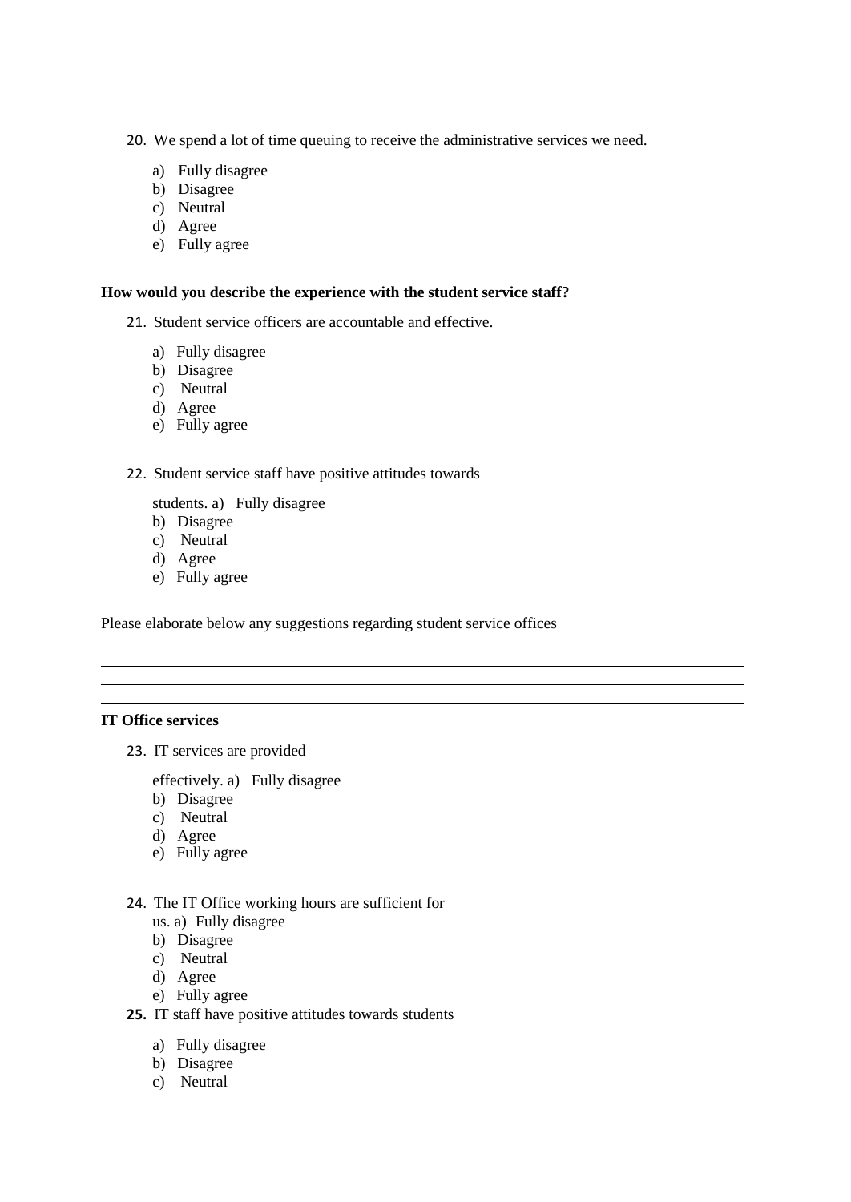20. We spend a lot of time queuing to receive the administrative services we need.

   a) Fully disagree
   b) Disagree
   c) Neutral
   d) Agree
   e) Fully agree

**How would you describe the experience with the student service staff?**

21. Student service officers are accountable and effective.

   a) Fully disagree
   b) Disagree
   c) Neutral
   d) Agree
   e) Fully agree

22. Student service staff have positive attitudes towards

   students. a) Fully disagree
   b) Disagree
   c) Neutral
   d) Agree
   e) Fully agree

Please elaborate below any suggestions regarding student service offices

---

---

---

**IT Office services**

23. IT services are provided

   effectively. a) Fully disagree
   b) Disagree
   c) Neutral
   d) Agree
   e) Fully agree

24. The IT Office working hours are sufficient for
   us. a) Fully disagree
   b) Disagree
   c) Neutral
   d) Agree
   e) Fully agree

**25.** IT staff have positive attitudes towards students

   a) Fully disagree
   b) Disagree
   c) Neutral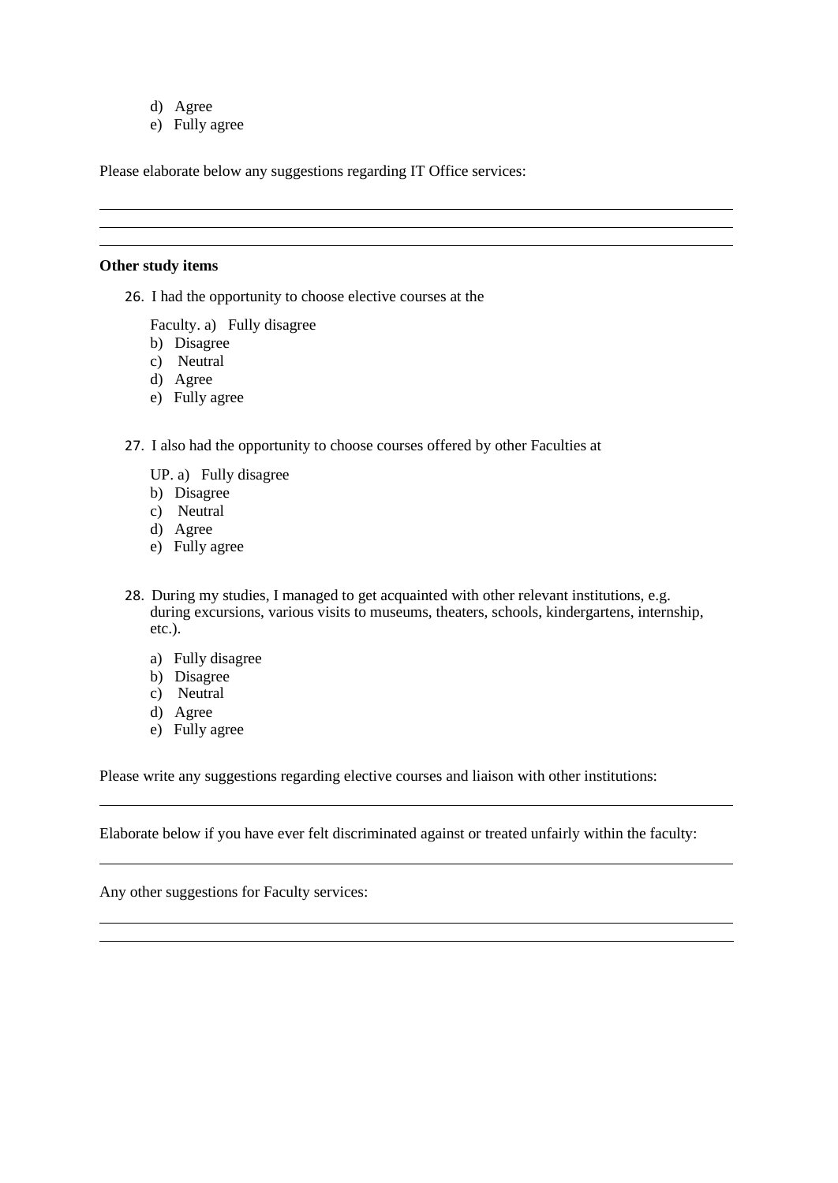d) Agree
e) Fully agree

Please elaborate below any suggestions regarding IT Office services:

______________________________________________________________________________
______________________________________________________________________________
______________________________________________________________________________

**Other study items**

26. I had the opportunity to choose elective courses at the

    Faculty. a) Fully disagree
    b) Disagree
    c) Neutral
    d) Agree
    e) Fully agree

27. I also had the opportunity to choose courses offered by other Faculties at

    UP. a) Fully disagree
    b) Disagree
    c) Neutral
    d) Agree
    e) Fully agree

28. During my studies, I managed to get acquainted with other relevant institutions, e.g. during excursions, various visits to museums, theaters, schools, kindergartens, internship, etc.).

    a) Fully disagree
    b) Disagree
    c) Neutral
    d) Agree
    e) Fully agree

Please write any suggestions regarding elective courses and liaison with other institutions:

______________________________________________________________________________

Elaborate below if you have ever felt discriminated against or treated unfairly within the faculty:

______________________________________________________________________________

Any other suggestions for Faculty services:

______________________________________________________________________________
______________________________________________________________________________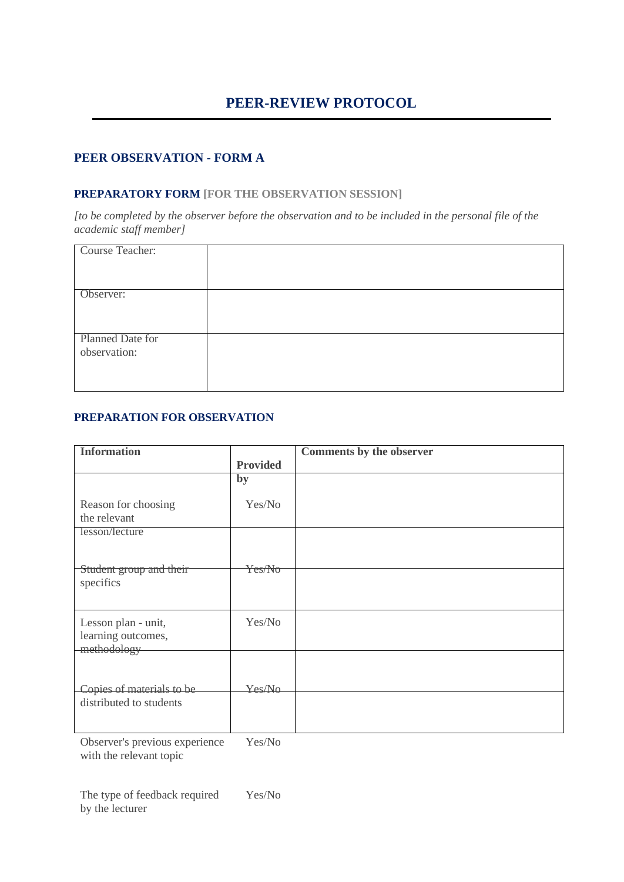# PEER-REVIEW PROTOCOL

## PEER OBSERVATION - FORM A

### PREPARATORY FORM [FOR THE OBSERVATION SESSION]

*[to be completed by the observer before the observation and to be included in the personal file of the academic staff member]*

| Course Teacher: | |
|---|---|
| Observer: | |
| Planned Date for observation: | |

### PREPARATION FOR OBSERVATION

| Information | Provided by | Comments by the observer |
|---|---|---|
| Reason for choosing the relevant lesson/lecture | Yes/No | |
| Student group and their specifics | Yes/No | |
| Lesson plan - unit, learning outcomes, methodology | Yes/No | |
| Copies of materials to be distributed to students | Yes/No | |
| Observer's previous experience with the relevant topic | Yes/No | |
| The type of feedback required by the lecturer | Yes/No | |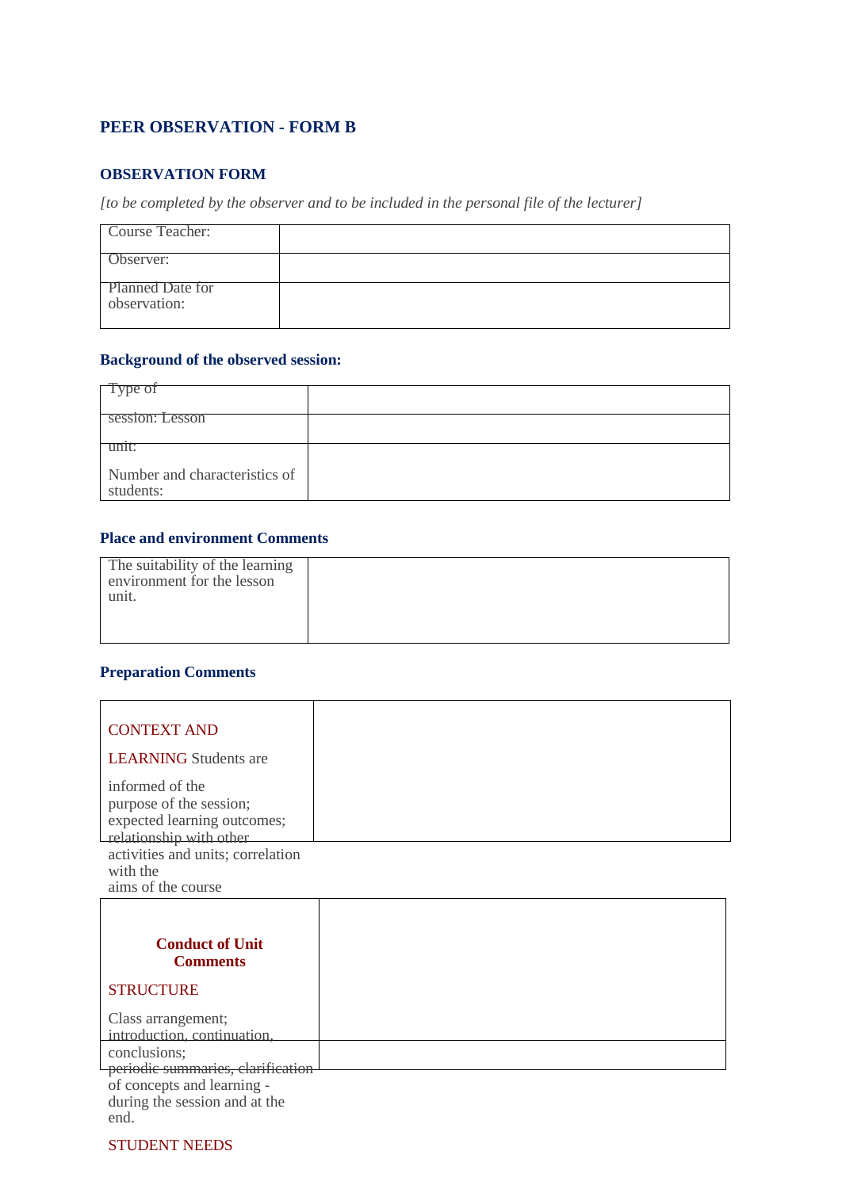# PEER OBSERVATION - FORM B

## OBSERVATION FORM

*[to be completed by the observer and to be included in the personal file of the lecturer]*

| Course Teacher: | |
|---|---|
| Observer: | |
| Planned Date for observation: | |

### Background of the observed session:

| Type of | |
|---|---|
| session: Lesson | |
| unit: Number and characteristics of students: | |

### Place and environment Comments

| The suitability of the learning environment for the lesson unit. | |
|---|---|

### Preparation Comments

| CONTEXT AND LEARNING Students are informed of the purpose of the session; expected learning outcomes; relationship with other activities and units; correlation with the aims of the course | |
|---|---|

| **Conduct of Unit Comments** STRUCTURE Class arrangement; introduction, continuation, | |
|---|---|
| conclusions; periodic summaries, clarification of concepts and learning - during the session and at the end. | |

STUDENT NEEDS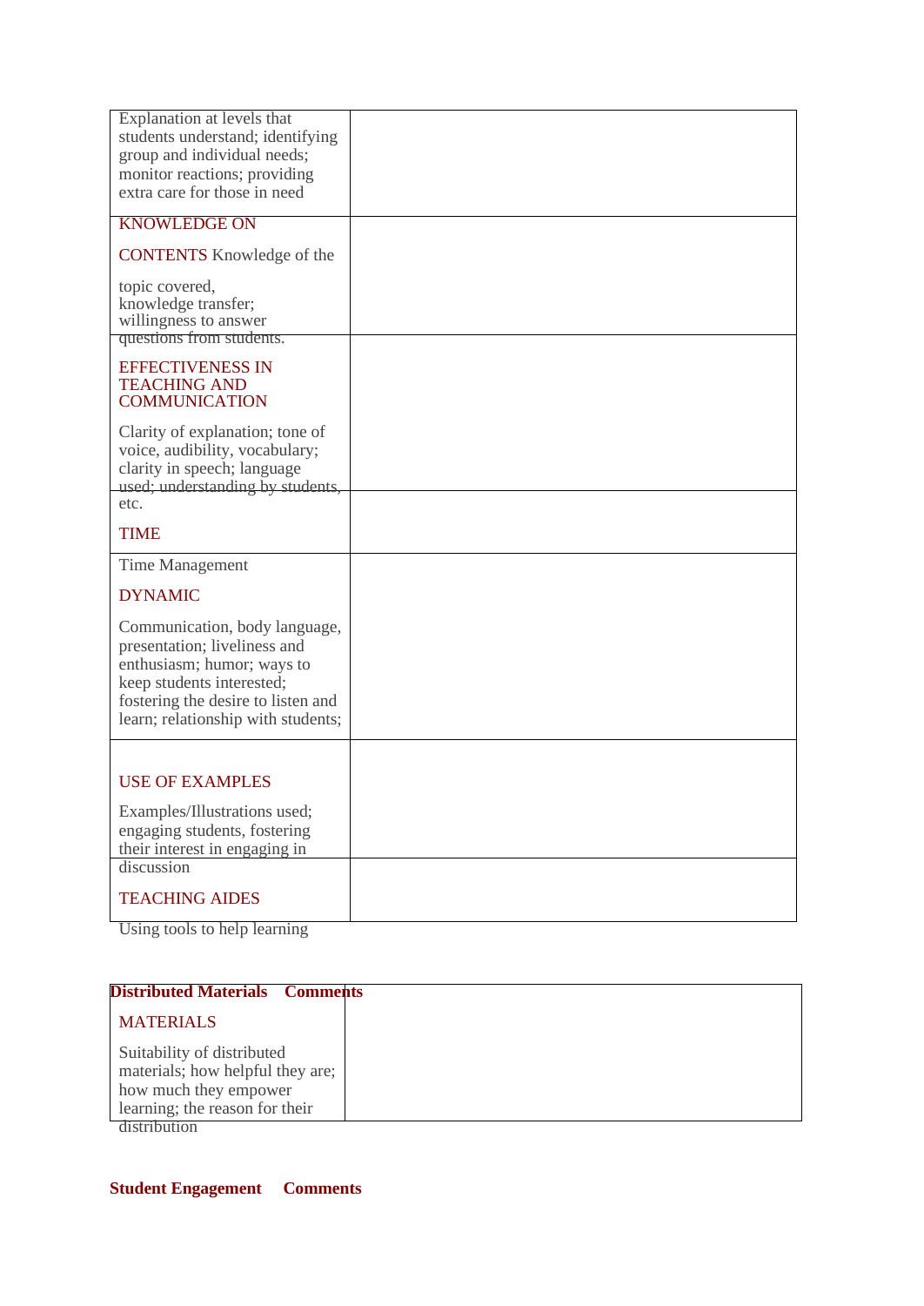| | |
|---|---|
| Explanation at levels that students understand; identifying group and individual needs; monitor reactions; providing extra care for those in need | |
| KNOWLEDGE ON CONTENTS Knowledge of the topic covered, knowledge transfer; willingness to answer questions from students. | |
| EFFECTIVENESS IN TEACHING AND COMMUNICATION<br><br>Clarity of explanation; tone of voice, audibility, vocabulary; clarity in speech; language used; understanding by students, etc. | |
| TIME<br><br>Time Management | |
| DYNAMIC<br><br>Communication, body language, presentation; liveliness and enthusiasm; humor; ways to keep students interested; fostering the desire to listen and learn; relationship with students; | |
| USE OF EXAMPLES<br><br>Examples/Illustrations used; engaging students, fostering their interest in engaging in discussion | |
| TEACHING AIDES<br><br>Using tools to help learning | |

| **Distributed Materials** | **Comments** |
|---|---|
| MATERIALS<br><br>Suitability of distributed materials; how helpful they are; how much they empower learning; the reason for their distribution | |

**Student Engagement** **Comments**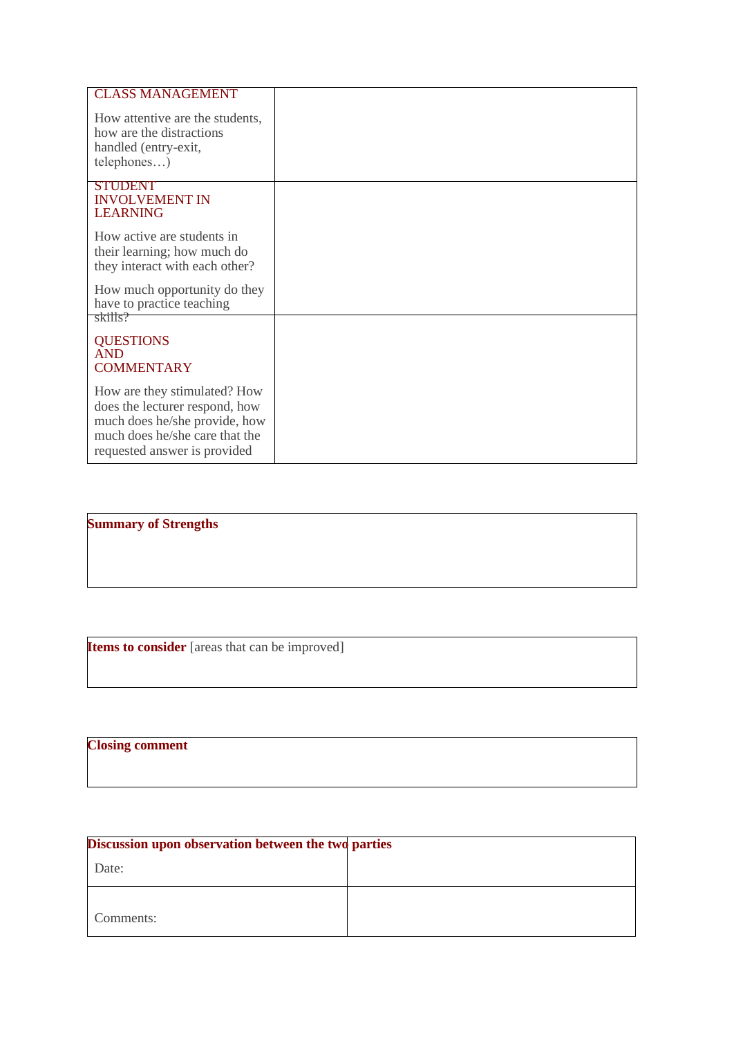| | |
|---|---|
| CLASS MANAGEMENT<br><br>How attentive are the students, how are the distractions handled (entry-exit, telephones…) | |
| STUDENT INVOLVEMENT IN LEARNING<br><br>How active are students in their learning; how much do they interact with each other?<br><br>How much opportunity do they have to practice teaching skills? | |
| QUESTIONS AND COMMENTARY<br><br>How are they stimulated? How does the lecturer respond, how much does he/she provide, how much does he/she care that the requested answer is provided | |

| **Summary of Strengths** |
|---|
| |

| **Items to consider** [areas that can be improved] |
|---|
| |

| **Closing comment** |
|---|
| |

| **Discussion upon observation between the two parties** | |
|---|---|
| Date: | |
| Comments: | |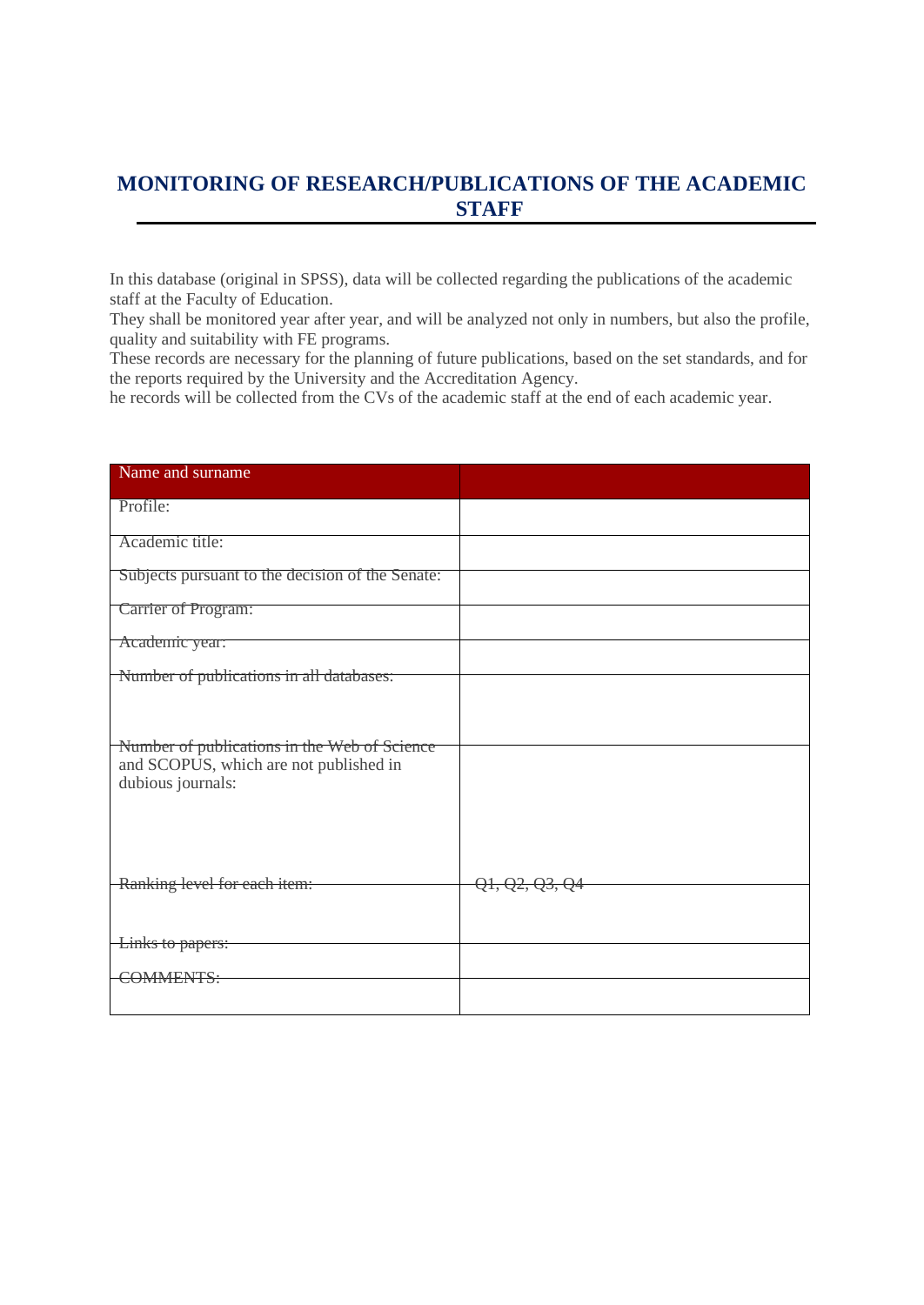# MONITORING OF RESEARCH/PUBLICATIONS OF THE ACADEMIC STAFF

In this database (original in SPSS), data will be collected regarding the publications of the academic staff at the Faculty of Education.

They shall be monitored year after year, and will be analyzed not only in numbers, but also the profile, quality and suitability with FE programs.

These records are necessary for the planning of future publications, based on the set standards, and for the reports required by the University and the Accreditation Agency.

he records will be collected from the CVs of the academic staff at the end of each academic year.

| Name and surname | |
|---|---|
| Profile: | |
| Academic title: | |
| Subjects pursuant to the decision of the Senate: | |
| Carrier of Program: | |
| Academic year: | |
| Number of publications in all databases: | |
| Number of publications in the Web of Science and SCOPUS, which are not published in dubious journals: | |
| Ranking level for each item: | Q1, Q2, Q3, Q4 |
| Links to papers: | |
| COMMENTS: | |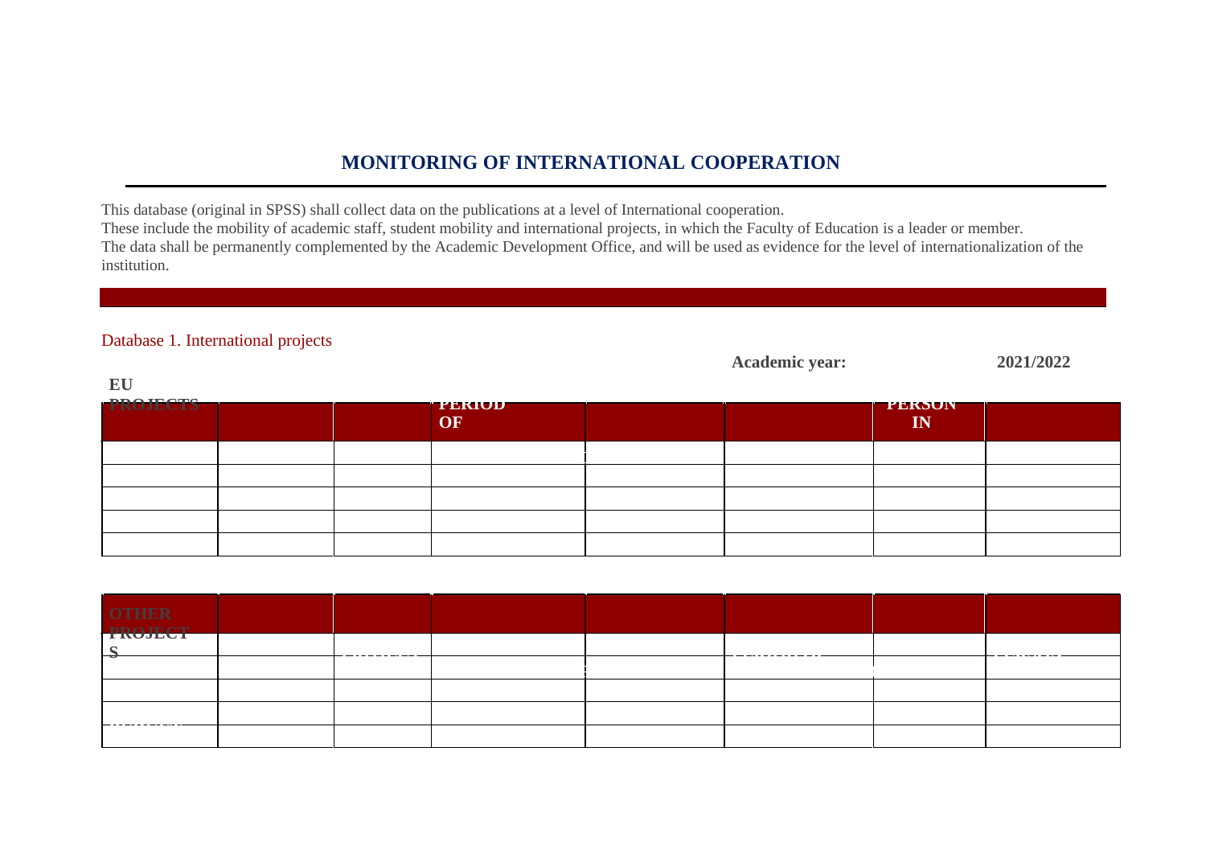# MONITORING OF INTERNATIONAL COOPERATION

This database (original in SPSS) shall collect data on the publications at a level of International cooperation.
These include the mobility of academic staff, student mobility and international projects, in which the Faculty of Education is a leader or member.
The data shall be permanently complemented by the Academic Development Office, and will be used as evidence for the level of internationalization of the institution.

Database 1. International projects

**Academic year:** **2021/2022**

| **EU PROJECTS** | | | **PERIOD OF** | | | **PERSON IN** | |
|---|---|---|---|---|---|---|---|
| | | | | | | | |
| | | | | | | | |
| | | | | | | | |
| | | | | | | | |
| | | | | | | | |

| **OTHER PROJECTS** | | | | | | | |
|---|---|---|---|---|---|---|---|
| | | | | | | | |
| | | | | | | | |
| | | | | | | | |
| | | | | | | | |
| | | | | | | | |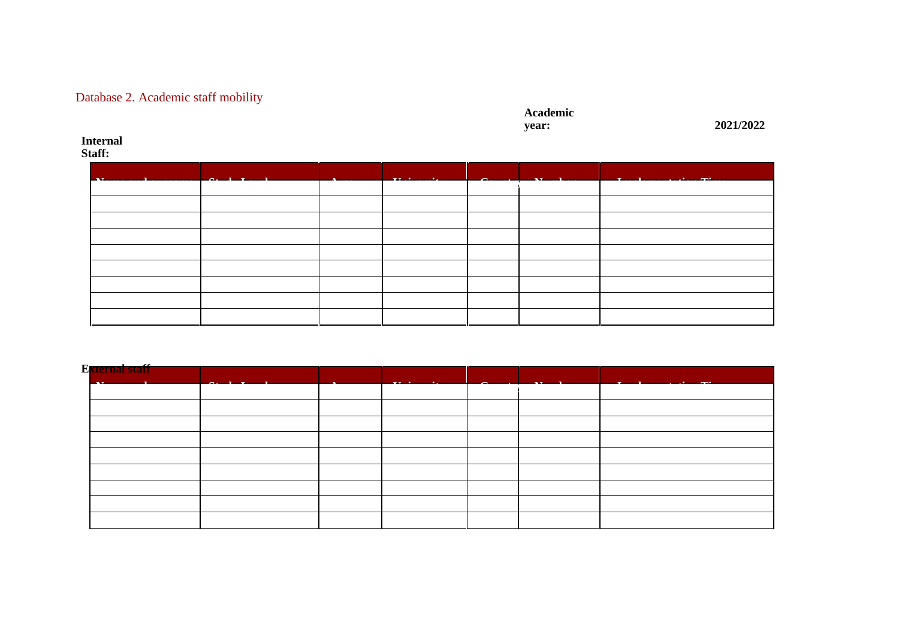Database 2. Academic staff mobility

**Academic year:** **2021/2022**

**Internal Staff:**

| Name and surname | Study Level | Area | University | Country | Number | Implementation Time |
|---|---|---|---|---|---|---|
| | | | | | | |
| | | | | | | |
| | | | | | | |
| | | | | | | |
| | | | | | | |
| | | | | | | |
| | | | | | | |
| | | | | | | |
| | | | | | | |

**External staff**

| Name and | Study Level | Area | University | Country | Number | Implementation Time |
|---|---|---|---|---|---|---|
| | | | | | | |
| | | | | | | |
| | | | | | | |
| | | | | | | |
| | | | | | | |
| | | | | | | |
| | | | | | | |
| | | | | | | |
| | | | | | | |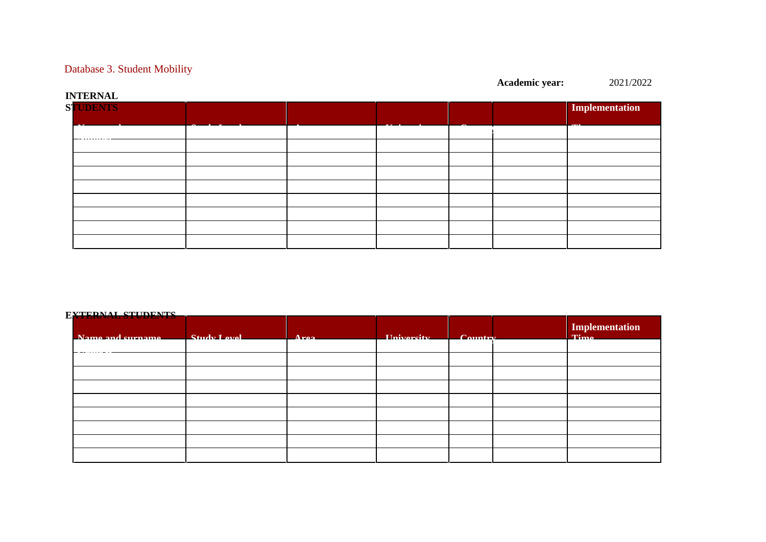Database 3. Student Mobility

**Academic year:** 2021/2022

**INTERNAL STUDENTS**

| Name and surname | Study Level | Area | University | Country |  | Implementation Time |
|---|---|---|---|---|---|---|
|  |  |  |  |  |  |  |
|  |  |  |  |  |  |  |
|  |  |  |  |  |  |  |
|  |  |  |  |  |  |  |
|  |  |  |  |  |  |  |
|  |  |  |  |  |  |  |
|  |  |  |  |  |  |  |
|  |  |  |  |  |  |  |
|  |  |  |  |  |  |  |

**EXTERNAL STUDENTS**

| Name and surname | Study Level | Area | University | Country |  | Implementation Time |
|---|---|---|---|---|---|---|
|  |  |  |  |  |  |  |
|  |  |  |  |  |  |  |
|  |  |  |  |  |  |  |
|  |  |  |  |  |  |  |
|  |  |  |  |  |  |  |
|  |  |  |  |  |  |  |
|  |  |  |  |  |  |  |
|  |  |  |  |  |  |  |
|  |  |  |  |  |  |  |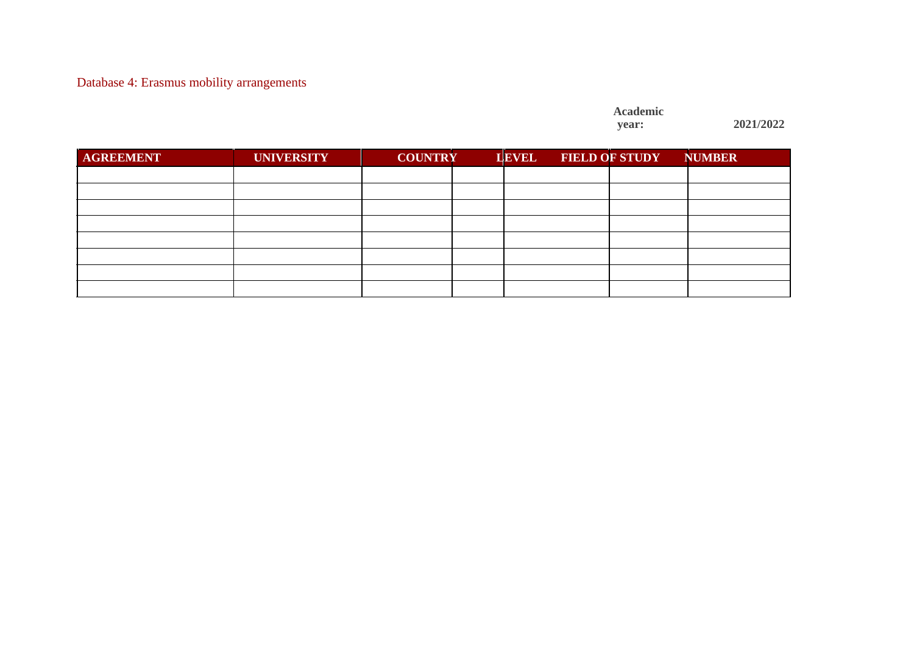Database 4: Erasmus mobility arrangements

**Academic year:** **2021/2022**

| AGREEMENT | UNIVERSITY | COUNTRY | | LEVEL | FIELD OF STUDY | NUMBER |
|---|---|---|---|---|---|---|
| | | | | | | |
| | | | | | | |
| | | | | | | |
| | | | | | | |
| | | | | | | |
| | | | | | | |
| | | | | | | |
| | | | | | | |